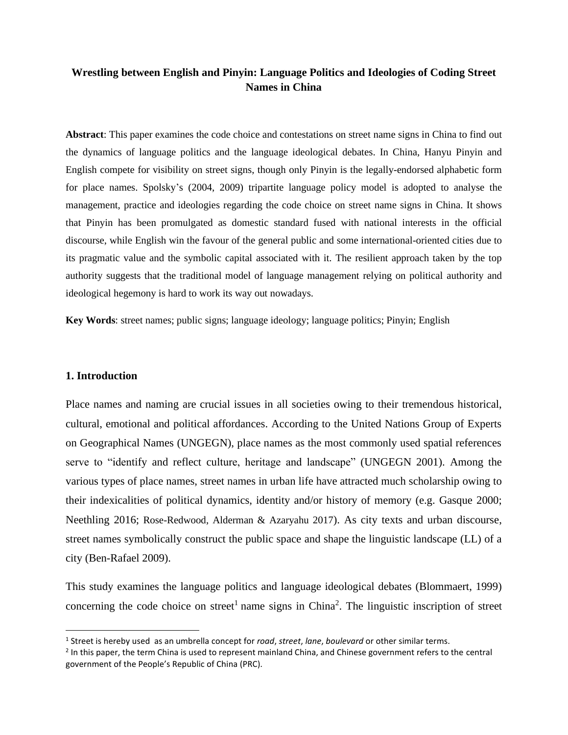# Wrestling between English and Pinyin: Language Politics and Ideologies of Coding Street Names in China

**Abstract**: This paper examines the code choice and contestations on street name signs in China to find out the dynamics of language politics and the language ideological debates. In China, Hanyu Pinyin and English compete for visibility on street signs, though only Pinyin is the legally-endorsed alphabetic form for place names. Spolsky's (2004, 2009) tripartite language policy model is adopted to analyse the management, practice and ideologies regarding the code choice on street name signs in China. It shows that Pinyin has been promulgated as domestic standard fused with national interests in the official discourse, while English win the favour of the general public and some international-oriented cities due to its pragmatic value and the symbolic capital associated with it. The resilient approach taken by the top authority suggests that the traditional model of language management relying on political authority and ideological hegemony is hard to work its way out nowadays.

**Key Words**: street names; public signs; language ideology; language politics; Pinyin; English

## 1. Introduction

Place names and naming are crucial issues in all societies owing to their tremendous historical, cultural, emotional and political affordances. According to the United Nations Group of Experts on Geographical Names (UNGEGN), place names as the most commonly used spatial references serve to "identify and reflect culture, heritage and landscape" (UNGEGN 2001). Among the various types of place names, street names in urban life have attracted much scholarship owing to their indexicalities of political dynamics, identity and/or history of memory (e.g. Gasque 2000; Neethling 2016; Rose-Redwood, Alderman & Azaryahu 2017). As city texts and urban discourse, street names symbolically construct the public space and shape the linguistic landscape (LL) of a city (Ben-Rafael 2009).

This study examines the language politics and language ideological debates (Blommaert, 1999) concerning the code choice on street[1] name signs in China[2]. The linguistic inscription of street

---

[1] Street is hereby used as an umbrella concept for *road*, *street*, *lane*, *boulevard* or other similar terms.

[2] In this paper, the term China is used to represent mainland China, and Chinese government refers to the central government of the People's Republic of China (PRC).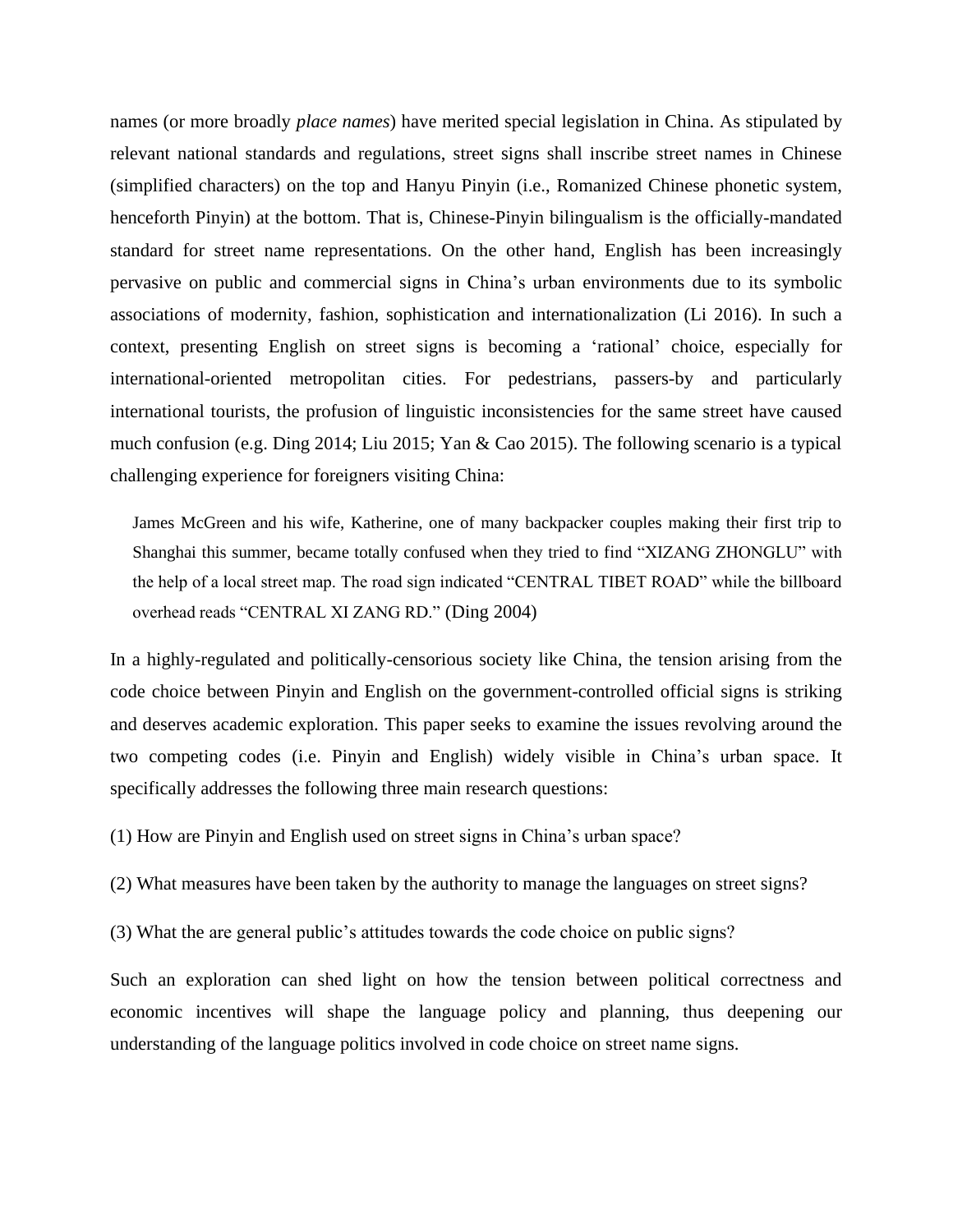names (or more broadly *place names*) have merited special legislation in China. As stipulated by relevant national standards and regulations, street signs shall inscribe street names in Chinese (simplified characters) on the top and Hanyu Pinyin (i.e., Romanized Chinese phonetic system, henceforth Pinyin) at the bottom. That is, Chinese-Pinyin bilingualism is the officially-mandated standard for street name representations. On the other hand, English has been increasingly pervasive on public and commercial signs in China's urban environments due to its symbolic associations of modernity, fashion, sophistication and internationalization (Li 2016). In such a context, presenting English on street signs is becoming a 'rational' choice, especially for international-oriented metropolitan cities. For pedestrians, passers-by and particularly international tourists, the profusion of linguistic inconsistencies for the same street have caused much confusion (e.g. Ding 2014; Liu 2015; Yan & Cao 2015). The following scenario is a typical challenging experience for foreigners visiting China:

> James McGreen and his wife, Katherine, one of many backpacker couples making their first trip to Shanghai this summer, became totally confused when they tried to find "XIZANG ZHONGLU" with the help of a local street map. The road sign indicated "CENTRAL TIBET ROAD" while the billboard overhead reads "CENTRAL XI ZANG RD." (Ding 2004)

In a highly-regulated and politically-censorious society like China, the tension arising from the code choice between Pinyin and English on the government-controlled official signs is striking and deserves academic exploration. This paper seeks to examine the issues revolving around the two competing codes (i.e. Pinyin and English) widely visible in China's urban space. It specifically addresses the following three main research questions:

(1) How are Pinyin and English used on street signs in China's urban space?

(2) What measures have been taken by the authority to manage the languages on street signs?

(3) What the are general public's attitudes towards the code choice on public signs?

Such an exploration can shed light on how the tension between political correctness and economic incentives will shape the language policy and planning, thus deepening our understanding of the language politics involved in code choice on street name signs.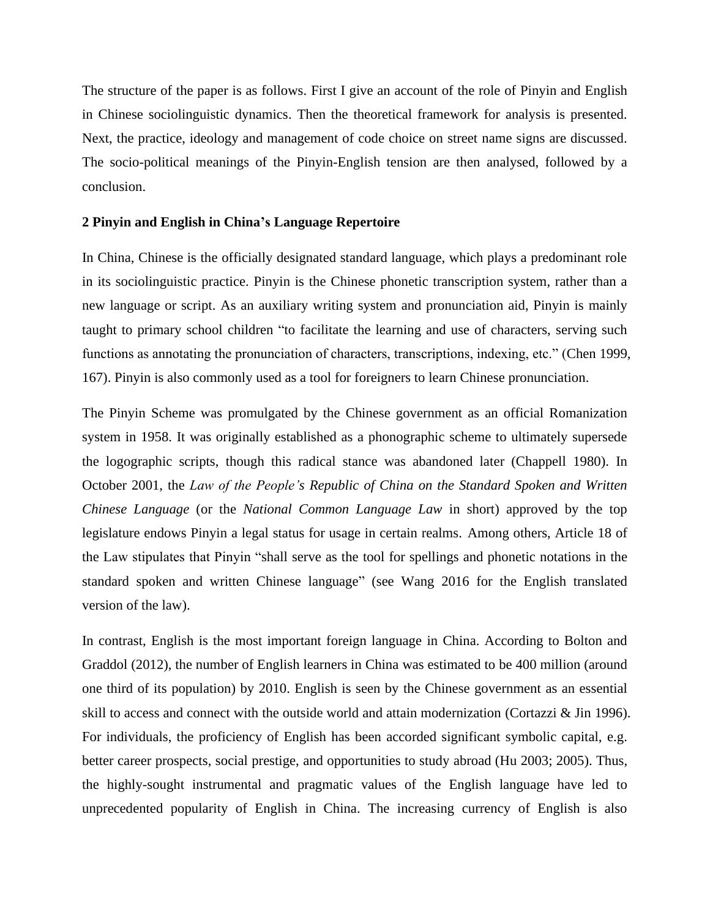The structure of the paper is as follows. First I give an account of the role of Pinyin and English in Chinese sociolinguistic dynamics. Then the theoretical framework for analysis is presented. Next, the practice, ideology and management of code choice on street name signs are discussed. The socio-political meanings of the Pinyin-English tension are then analysed, followed by a conclusion.

## 2 Pinyin and English in China's Language Repertoire

In China, Chinese is the officially designated standard language, which plays a predominant role in its sociolinguistic practice. Pinyin is the Chinese phonetic transcription system, rather than a new language or script. As an auxiliary writing system and pronunciation aid, Pinyin is mainly taught to primary school children "to facilitate the learning and use of characters, serving such functions as annotating the pronunciation of characters, transcriptions, indexing, etc." (Chen 1999, 167). Pinyin is also commonly used as a tool for foreigners to learn Chinese pronunciation.

The Pinyin Scheme was promulgated by the Chinese government as an official Romanization system in 1958. It was originally established as a phonographic scheme to ultimately supersede the logographic scripts, though this radical stance was abandoned later (Chappell 1980). In October 2001, the *Law of the People's Republic of China on the Standard Spoken and Written Chinese Language* (or the *National Common Language Law* in short) approved by the top legislature endows Pinyin a legal status for usage in certain realms. Among others, Article 18 of the Law stipulates that Pinyin "shall serve as the tool for spellings and phonetic notations in the standard spoken and written Chinese language" (see Wang 2016 for the English translated version of the law).

In contrast, English is the most important foreign language in China. According to Bolton and Graddol (2012), the number of English learners in China was estimated to be 400 million (around one third of its population) by 2010. English is seen by the Chinese government as an essential skill to access and connect with the outside world and attain modernization (Cortazzi & Jin 1996). For individuals, the proficiency of English has been accorded significant symbolic capital, e.g. better career prospects, social prestige, and opportunities to study abroad (Hu 2003; 2005). Thus, the highly-sought instrumental and pragmatic values of the English language have led to unprecedented popularity of English in China. The increasing currency of English is also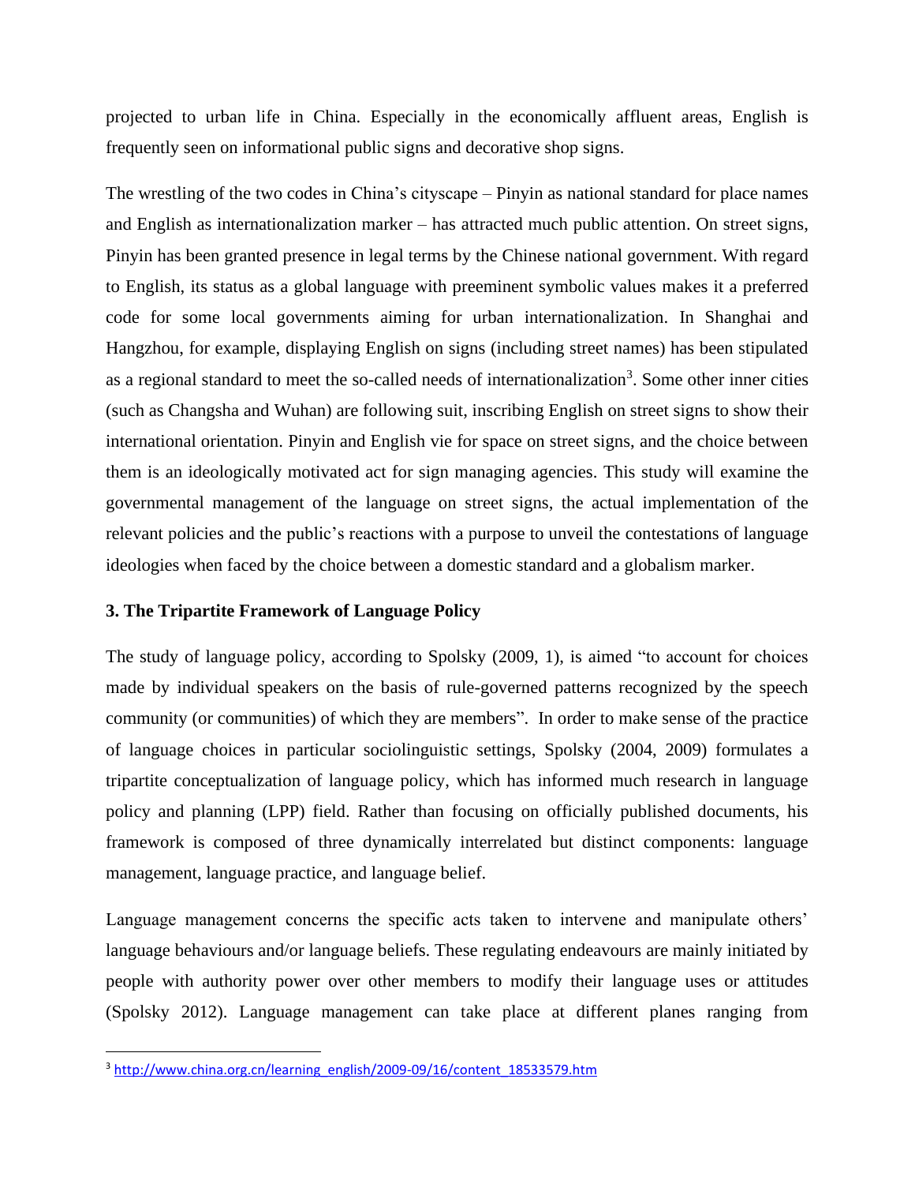projected to urban life in China. Especially in the economically affluent areas, English is frequently seen on informational public signs and decorative shop signs.

The wrestling of the two codes in China's cityscape – Pinyin as national standard for place names and English as internationalization marker – has attracted much public attention. On street signs, Pinyin has been granted presence in legal terms by the Chinese national government. With regard to English, its status as a global language with preeminent symbolic values makes it a preferred code for some local governments aiming for urban internationalization. In Shanghai and Hangzhou, for example, displaying English on signs (including street names) has been stipulated as a regional standard to meet the so-called needs of internationalization[3]. Some other inner cities (such as Changsha and Wuhan) are following suit, inscribing English on street signs to show their international orientation. Pinyin and English vie for space on street signs, and the choice between them is an ideologically motivated act for sign managing agencies. This study will examine the governmental management of the language on street signs, the actual implementation of the relevant policies and the public's reactions with a purpose to unveil the contestations of language ideologies when faced by the choice between a domestic standard and a globalism marker.

### 3. The Tripartite Framework of Language Policy

The study of language policy, according to Spolsky (2009, 1), is aimed "to account for choices made by individual speakers on the basis of rule-governed patterns recognized by the speech community (or communities) of which they are members". In order to make sense of the practice of language choices in particular sociolinguistic settings, Spolsky (2004, 2009) formulates a tripartite conceptualization of language policy, which has informed much research in language policy and planning (LPP) field. Rather than focusing on officially published documents, his framework is composed of three dynamically interrelated but distinct components: language management, language practice, and language belief.

Language management concerns the specific acts taken to intervene and manipulate others' language behaviours and/or language beliefs. These regulating endeavours are mainly initiated by people with authority power over other members to modify their language uses or attitudes (Spolsky 2012). Language management can take place at different planes ranging from

[3] http://www.china.org.cn/learning_english/2009-09/16/content_18533579.htm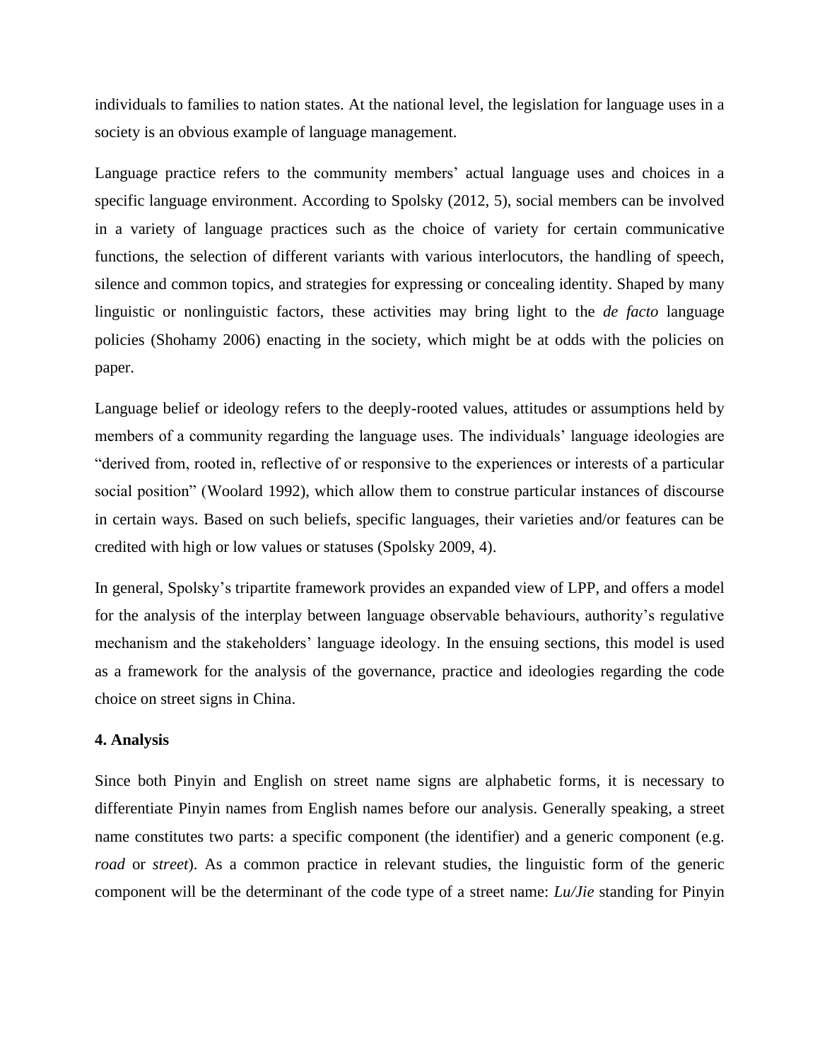individuals to families to nation states. At the national level, the legislation for language uses in a society is an obvious example of language management.

Language practice refers to the community members' actual language uses and choices in a specific language environment. According to Spolsky (2012, 5), social members can be involved in a variety of language practices such as the choice of variety for certain communicative functions, the selection of different variants with various interlocutors, the handling of speech, silence and common topics, and strategies for expressing or concealing identity. Shaped by many linguistic or nonlinguistic factors, these activities may bring light to the *de facto* language policies (Shohamy 2006) enacting in the society, which might be at odds with the policies on paper.

Language belief or ideology refers to the deeply-rooted values, attitudes or assumptions held by members of a community regarding the language uses. The individuals' language ideologies are "derived from, rooted in, reflective of or responsive to the experiences or interests of a particular social position" (Woolard 1992), which allow them to construe particular instances of discourse in certain ways. Based on such beliefs, specific languages, their varieties and/or features can be credited with high or low values or statuses (Spolsky 2009, 4).

In general, Spolsky's tripartite framework provides an expanded view of LPP, and offers a model for the analysis of the interplay between language observable behaviours, authority's regulative mechanism and the stakeholders' language ideology. In the ensuing sections, this model is used as a framework for the analysis of the governance, practice and ideologies regarding the code choice on street signs in China.

**4. Analysis**

Since both Pinyin and English on street name signs are alphabetic forms, it is necessary to differentiate Pinyin names from English names before our analysis. Generally speaking, a street name constitutes two parts: a specific component (the identifier) and a generic component (e.g. *road* or *street*). As a common practice in relevant studies, the linguistic form of the generic component will be the determinant of the code type of a street name: *Lu/Jie* standing for Pinyin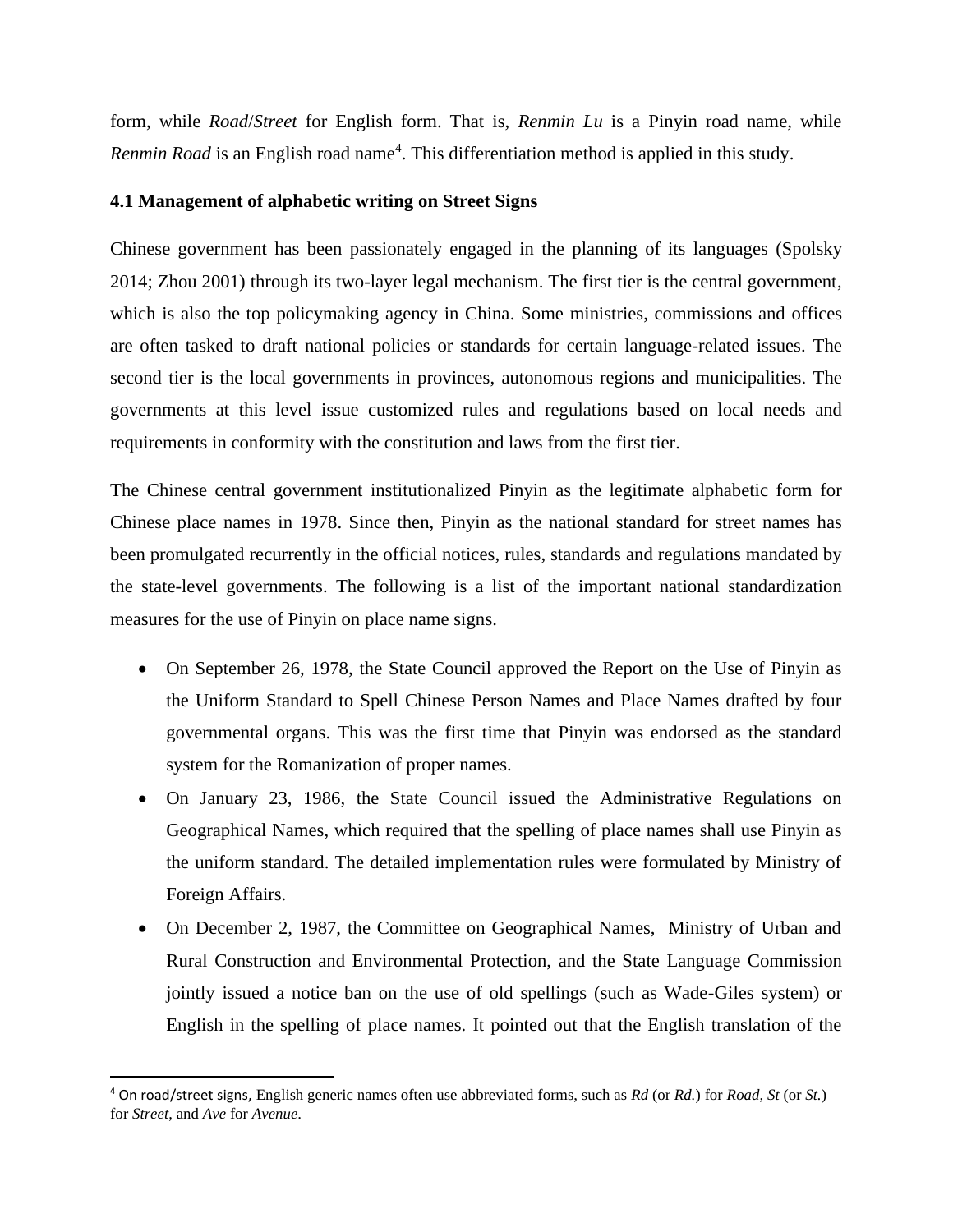form, while *Road*/*Street* for English form. That is, *Renmin Lu* is a Pinyin road name, while *Renmin Road* is an English road name[4]. This differentiation method is applied in this study.

### 4.1 Management of alphabetic writing on Street Signs

Chinese government has been passionately engaged in the planning of its languages (Spolsky 2014; Zhou 2001) through its two-layer legal mechanism. The first tier is the central government, which is also the top policymaking agency in China. Some ministries, commissions and offices are often tasked to draft national policies or standards for certain language-related issues. The second tier is the local governments in provinces, autonomous regions and municipalities. The governments at this level issue customized rules and regulations based on local needs and requirements in conformity with the constitution and laws from the first tier.

The Chinese central government institutionalized Pinyin as the legitimate alphabetic form for Chinese place names in 1978. Since then, Pinyin as the national standard for street names has been promulgated recurrently in the official notices, rules, standards and regulations mandated by the state-level governments. The following is a list of the important national standardization measures for the use of Pinyin on place name signs.

- On September 26, 1978, the State Council approved the Report on the Use of Pinyin as the Uniform Standard to Spell Chinese Person Names and Place Names drafted by four governmental organs. This was the first time that Pinyin was endorsed as the standard system for the Romanization of proper names.
- On January 23, 1986, the State Council issued the Administrative Regulations on Geographical Names, which required that the spelling of place names shall use Pinyin as the uniform standard. The detailed implementation rules were formulated by Ministry of Foreign Affairs.
- On December 2, 1987, the Committee on Geographical Names, Ministry of Urban and Rural Construction and Environmental Protection, and the State Language Commission jointly issued a notice ban on the use of old spellings (such as Wade-Giles system) or English in the spelling of place names. It pointed out that the English translation of the

---

[4] On road/street signs, English generic names often use abbreviated forms, such as *Rd* (or *Rd.*) for *Road*, *St* (or *St.*) for *Street*, and *Ave* for *Avenue*.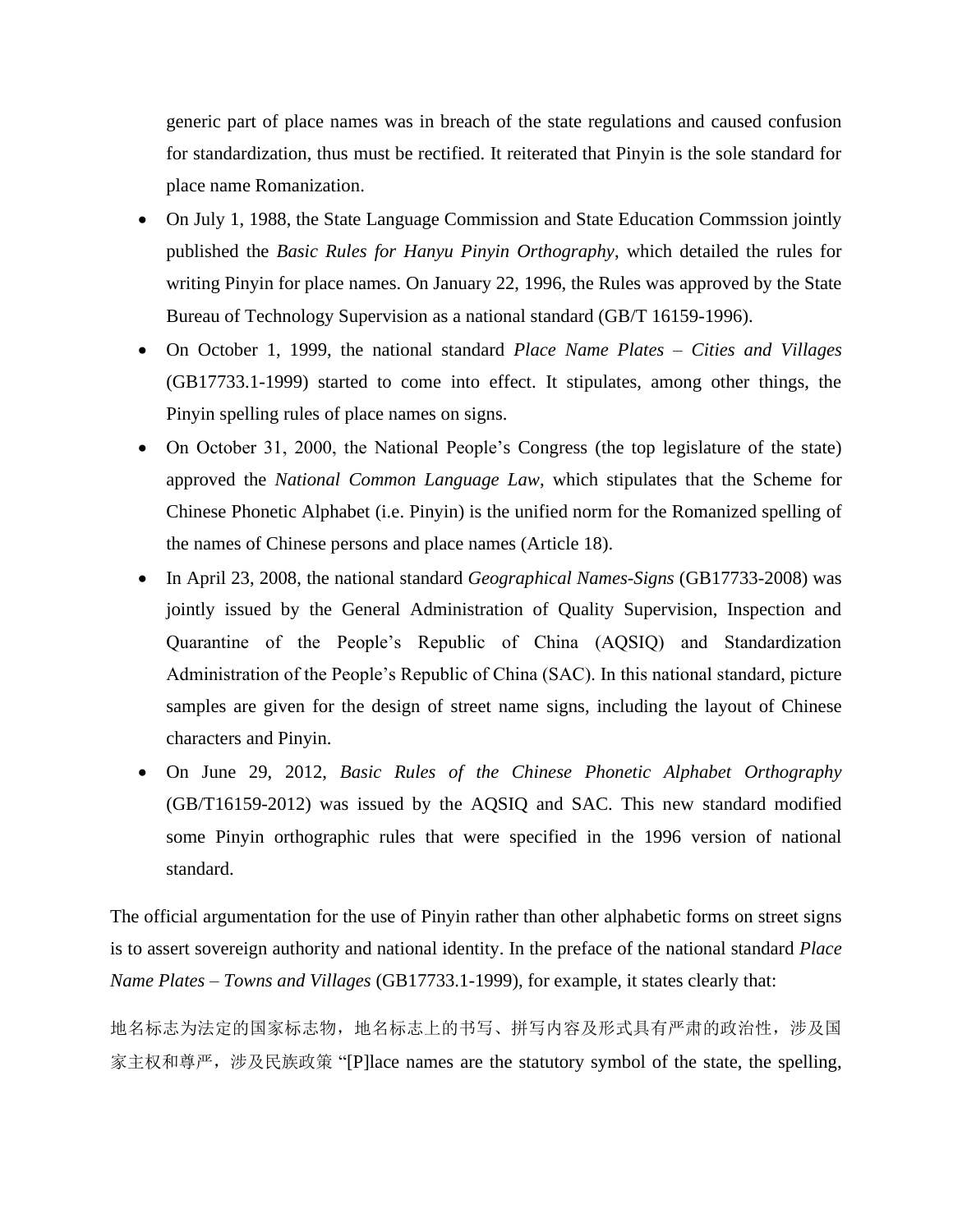generic part of place names was in breach of the state regulations and caused confusion for standardization, thus must be rectified. It reiterated that Pinyin is the sole standard for place name Romanization.

- On July 1, 1988, the State Language Commission and State Education Commssion jointly published the *Basic Rules for Hanyu Pinyin Orthography*, which detailed the rules for writing Pinyin for place names. On January 22, 1996, the Rules was approved by the State Bureau of Technology Supervision as a national standard (GB/T 16159-1996).
- On October 1, 1999, the national standard *Place Name Plates – Cities and Villages* (GB17733.1-1999) started to come into effect. It stipulates, among other things, the Pinyin spelling rules of place names on signs.
- On October 31, 2000, the National People's Congress (the top legislature of the state) approved the *National Common Language Law*, which stipulates that the Scheme for Chinese Phonetic Alphabet (i.e. Pinyin) is the unified norm for the Romanized spelling of the names of Chinese persons and place names (Article 18).
- In April 23, 2008, the national standard *Geographical Names-Signs* (GB17733-2008) was jointly issued by the General Administration of Quality Supervision, Inspection and Quarantine of the People's Republic of China (AQSIQ) and Standardization Administration of the People's Republic of China (SAC). In this national standard, picture samples are given for the design of street name signs, including the layout of Chinese characters and Pinyin.
- On June 29, 2012, *Basic Rules of the Chinese Phonetic Alphabet Orthography* (GB/T16159-2012) was issued by the AQSIQ and SAC. This new standard modified some Pinyin orthographic rules that were specified in the 1996 version of national standard.

The official argumentation for the use of Pinyin rather than other alphabetic forms on street signs is to assert sovereign authority and national identity. In the preface of the national standard *Place Name Plates – Towns and Villages* (GB17733.1-1999), for example, it states clearly that:

地名标志为法定的国家标志物，地名标志上的书写、拼写内容及形式具有严肃的政治性，涉及国家主权和尊严，涉及民族政策 "[P]lace names are the statutory symbol of the state, the spelling,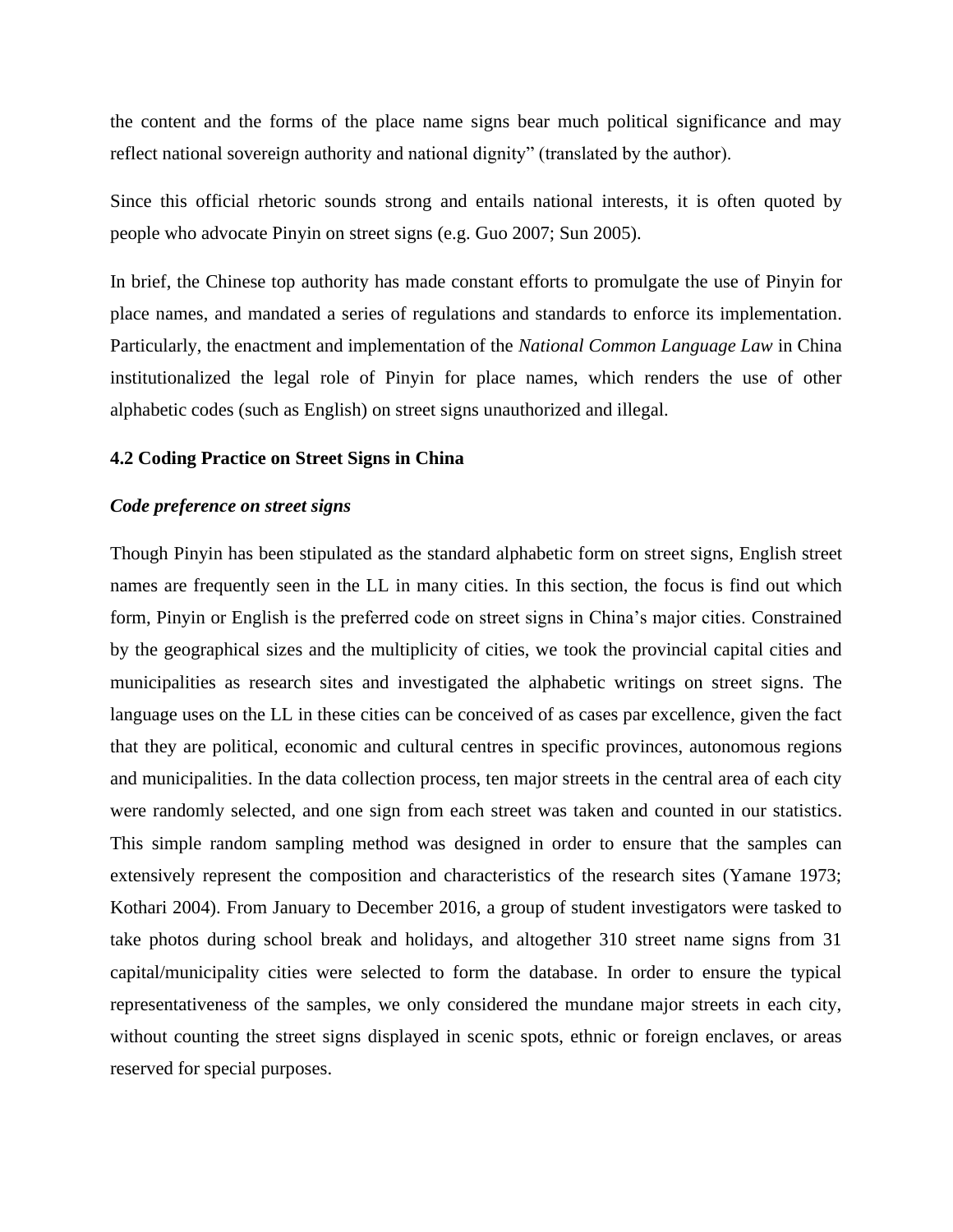the content and the forms of the place name signs bear much political significance and may reflect national sovereign authority and national dignity" (translated by the author).

Since this official rhetoric sounds strong and entails national interests, it is often quoted by people who advocate Pinyin on street signs (e.g. Guo 2007; Sun 2005).

In brief, the Chinese top authority has made constant efforts to promulgate the use of Pinyin for place names, and mandated a series of regulations and standards to enforce its implementation. Particularly, the enactment and implementation of the *National Common Language Law* in China institutionalized the legal role of Pinyin for place names, which renders the use of other alphabetic codes (such as English) on street signs unauthorized and illegal.

### 4.2 Coding Practice on Street Signs in China

***Code preference on street signs***

Though Pinyin has been stipulated as the standard alphabetic form on street signs, English street names are frequently seen in the LL in many cities. In this section, the focus is find out which form, Pinyin or English is the preferred code on street signs in China's major cities. Constrained by the geographical sizes and the multiplicity of cities, we took the provincial capital cities and municipalities as research sites and investigated the alphabetic writings on street signs. The language uses on the LL in these cities can be conceived of as cases par excellence, given the fact that they are political, economic and cultural centres in specific provinces, autonomous regions and municipalities. In the data collection process, ten major streets in the central area of each city were randomly selected, and one sign from each street was taken and counted in our statistics. This simple random sampling method was designed in order to ensure that the samples can extensively represent the composition and characteristics of the research sites (Yamane 1973; Kothari 2004). From January to December 2016, a group of student investigators were tasked to take photos during school break and holidays, and altogether 310 street name signs from 31 capital/municipality cities were selected to form the database. In order to ensure the typical representativeness of the samples, we only considered the mundane major streets in each city, without counting the street signs displayed in scenic spots, ethnic or foreign enclaves, or areas reserved for special purposes.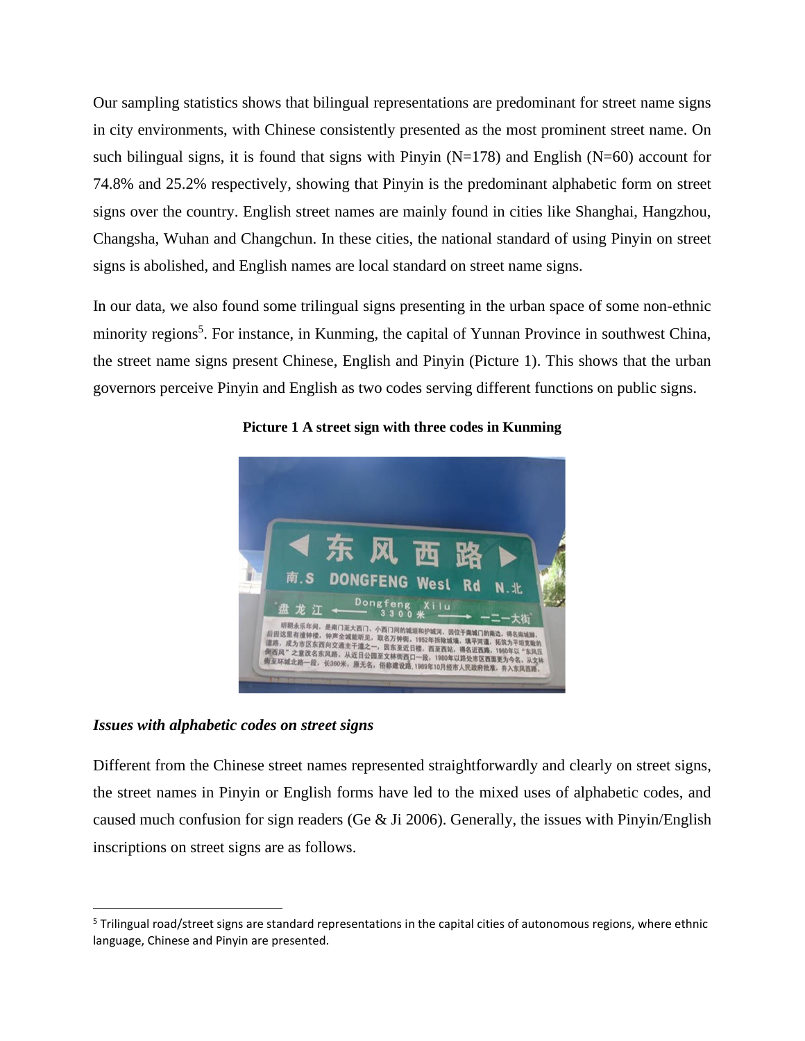Our sampling statistics shows that bilingual representations are predominant for street name signs in city environments, with Chinese consistently presented as the most prominent street name. On such bilingual signs, it is found that signs with Pinyin (N=178) and English (N=60) account for 74.8% and 25.2% respectively, showing that Pinyin is the predominant alphabetic form on street signs over the country. English street names are mainly found in cities like Shanghai, Hangzhou, Changsha, Wuhan and Changchun. In these cities, the national standard of using Pinyin on street signs is abolished, and English names are local standard on street name signs.

In our data, we also found some trilingual signs presenting in the urban space of some non-ethnic minority regions[5]. For instance, in Kunming, the capital of Yunnan Province in southwest China, the street name signs present Chinese, English and Pinyin (Picture 1). This shows that the urban governors perceive Pinyin and English as two codes serving different functions on public signs.

**Picture 1 A street sign with three codes in Kunming**

### *Issues with alphabetic codes on street signs*

Different from the Chinese street names represented straightforwardly and clearly on street signs, the street names in Pinyin or English forms have led to the mixed uses of alphabetic codes, and caused much confusion for sign readers (Ge & Ji 2006). Generally, the issues with Pinyin/English inscriptions on street signs are as follows.

[5] Trilingual road/street signs are standard representations in the capital cities of autonomous regions, where ethnic language, Chinese and Pinyin are presented.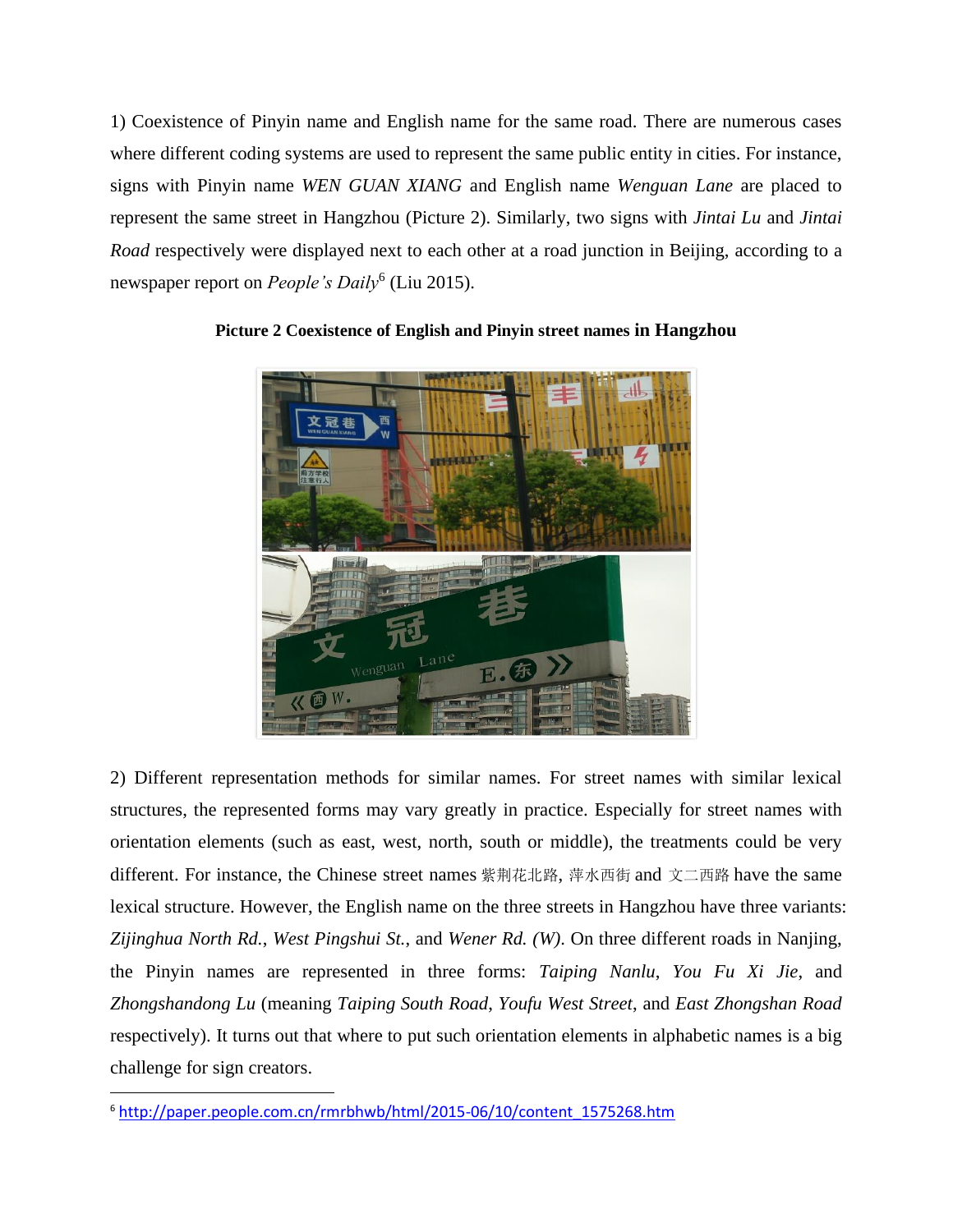1) Coexistence of Pinyin name and English name for the same road. There are numerous cases where different coding systems are used to represent the same public entity in cities. For instance, signs with Pinyin name *WEN GUAN XIANG* and English name *Wenguan Lane* are placed to represent the same street in Hangzhou (Picture 2). Similarly, two signs with *Jintai Lu* and *Jintai Road* respectively were displayed next to each other at a road junction in Beijing, according to a newspaper report on *People's Daily*[6] (Liu 2015).

**Picture 2 Coexistence of English and Pinyin street names in Hangzhou**

2) Different representation methods for similar names. For street names with similar lexical structures, the represented forms may vary greatly in practice. Especially for street names with orientation elements (such as east, west, north, south or middle), the treatments could be very different. For instance, the Chinese street names 紫荆花北路, 萍水西街 and 文二西路 have the same lexical structure. However, the English name on the three streets in Hangzhou have three variants: *Zijinghua North Rd.*, *West Pingshui St.*, and *Wener Rd. (W)*. On three different roads in Nanjing, the Pinyin names are represented in three forms: *Taiping Nanlu*, *You Fu Xi Jie*, and *Zhongshandong Lu* (meaning *Taiping South Road*, *Youfu West Street*, and *East Zhongshan Road* respectively). It turns out that where to put such orientation elements in alphabetic names is a big challenge for sign creators.

[6] http://paper.people.com.cn/rmrbhwb/html/2015-06/10/content_1575268.htm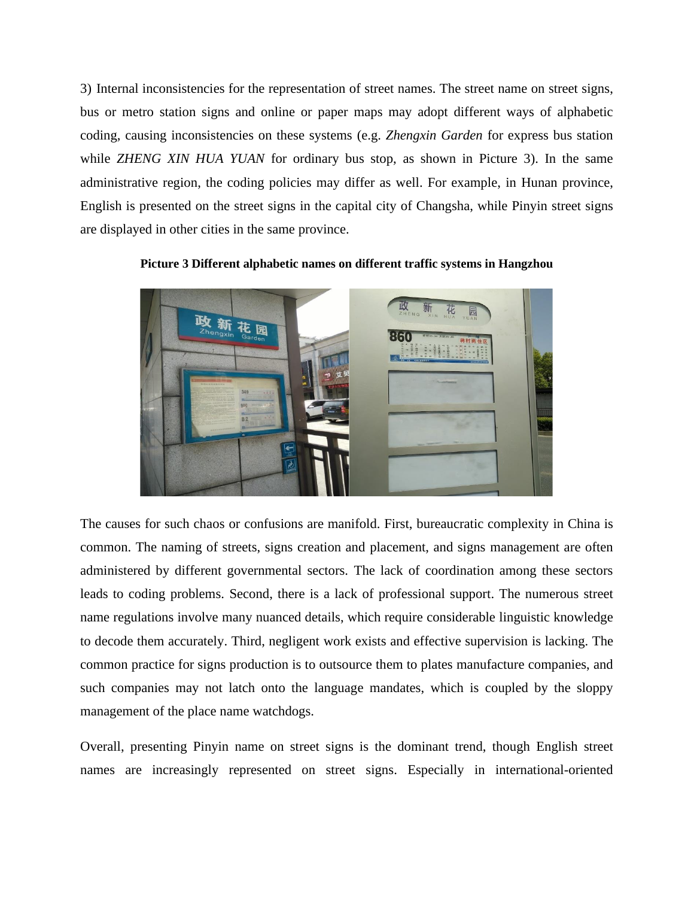3) Internal inconsistencies for the representation of street names. The street name on street signs, bus or metro station signs and online or paper maps may adopt different ways of alphabetic coding, causing inconsistencies on these systems (e.g. *Zhengxin Garden* for express bus station while *ZHENG XIN HUA YUAN* for ordinary bus stop, as shown in Picture 3). In the same administrative region, the coding policies may differ as well. For example, in Hunan province, English is presented on the street signs in the capital city of Changsha, while Pinyin street signs are displayed in other cities in the same province.

**Picture 3 Different alphabetic names on different traffic systems in Hangzhou**

The causes for such chaos or confusions are manifold. First, bureaucratic complexity in China is common. The naming of streets, signs creation and placement, and signs management are often administered by different governmental sectors. The lack of coordination among these sectors leads to coding problems. Second, there is a lack of professional support. The numerous street name regulations involve many nuanced details, which require considerable linguistic knowledge to decode them accurately. Third, negligent work exists and effective supervision is lacking. The common practice for signs production is to outsource them to plates manufacture companies, and such companies may not latch onto the language mandates, which is coupled by the sloppy management of the place name watchdogs.

Overall, presenting Pinyin name on street signs is the dominant trend, though English street names are increasingly represented on street signs. Especially in international-oriented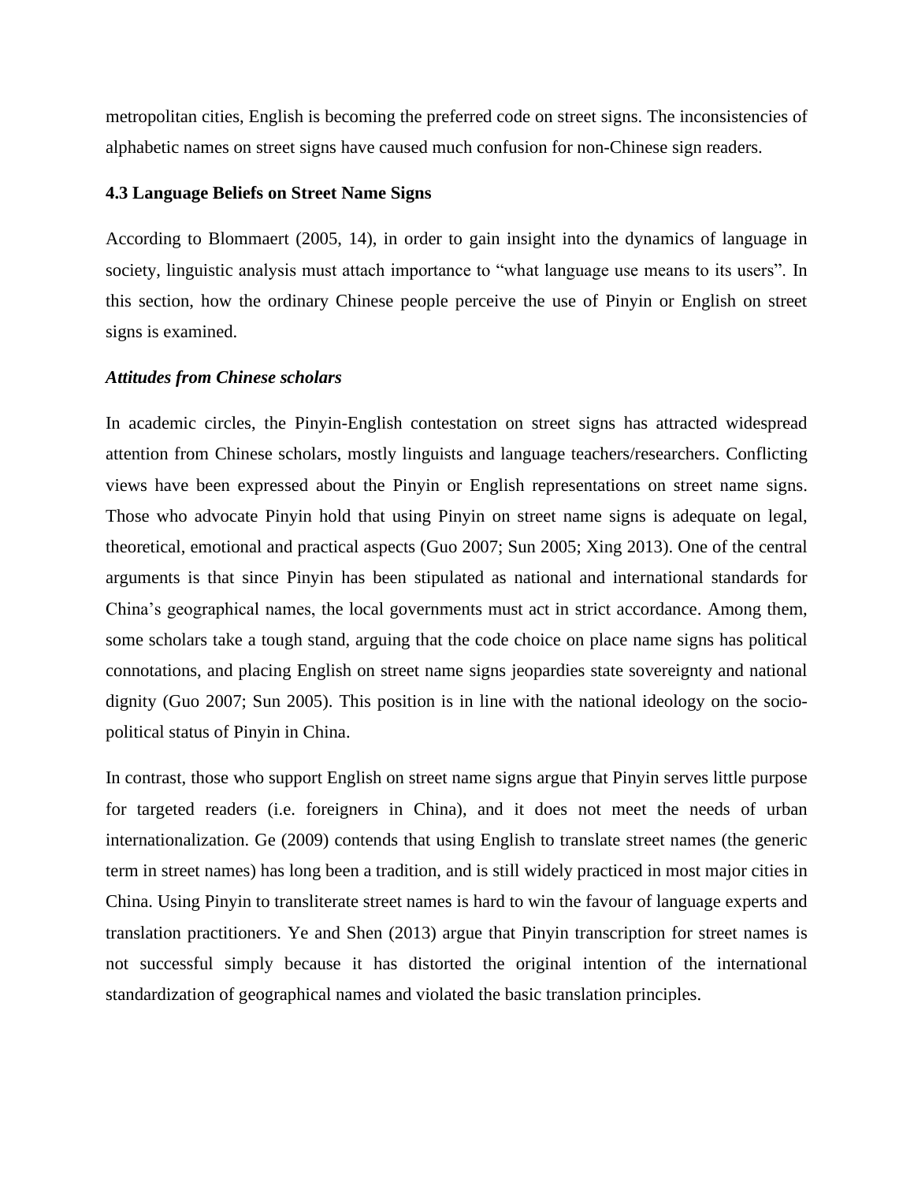metropolitan cities, English is becoming the preferred code on street signs. The inconsistencies of alphabetic names on street signs have caused much confusion for non-Chinese sign readers.

### 4.3 Language Beliefs on Street Name Signs

According to Blommaert (2005, 14), in order to gain insight into the dynamics of language in society, linguistic analysis must attach importance to "what language use means to its users". In this section, how the ordinary Chinese people perceive the use of Pinyin or English on street signs is examined.

#### *Attitudes from Chinese scholars*

In academic circles, the Pinyin-English contestation on street signs has attracted widespread attention from Chinese scholars, mostly linguists and language teachers/researchers. Conflicting views have been expressed about the Pinyin or English representations on street name signs. Those who advocate Pinyin hold that using Pinyin on street name signs is adequate on legal, theoretical, emotional and practical aspects (Guo 2007; Sun 2005; Xing 2013). One of the central arguments is that since Pinyin has been stipulated as national and international standards for China's geographical names, the local governments must act in strict accordance. Among them, some scholars take a tough stand, arguing that the code choice on place name signs has political connotations, and placing English on street name signs jeopardies state sovereignty and national dignity (Guo 2007; Sun 2005). This position is in line with the national ideology on the socio-political status of Pinyin in China.

In contrast, those who support English on street name signs argue that Pinyin serves little purpose for targeted readers (i.e. foreigners in China), and it does not meet the needs of urban internationalization. Ge (2009) contends that using English to translate street names (the generic term in street names) has long been a tradition, and is still widely practiced in most major cities in China. Using Pinyin to transliterate street names is hard to win the favour of language experts and translation practitioners. Ye and Shen (2013) argue that Pinyin transcription for street names is not successful simply because it has distorted the original intention of the international standardization of geographical names and violated the basic translation principles.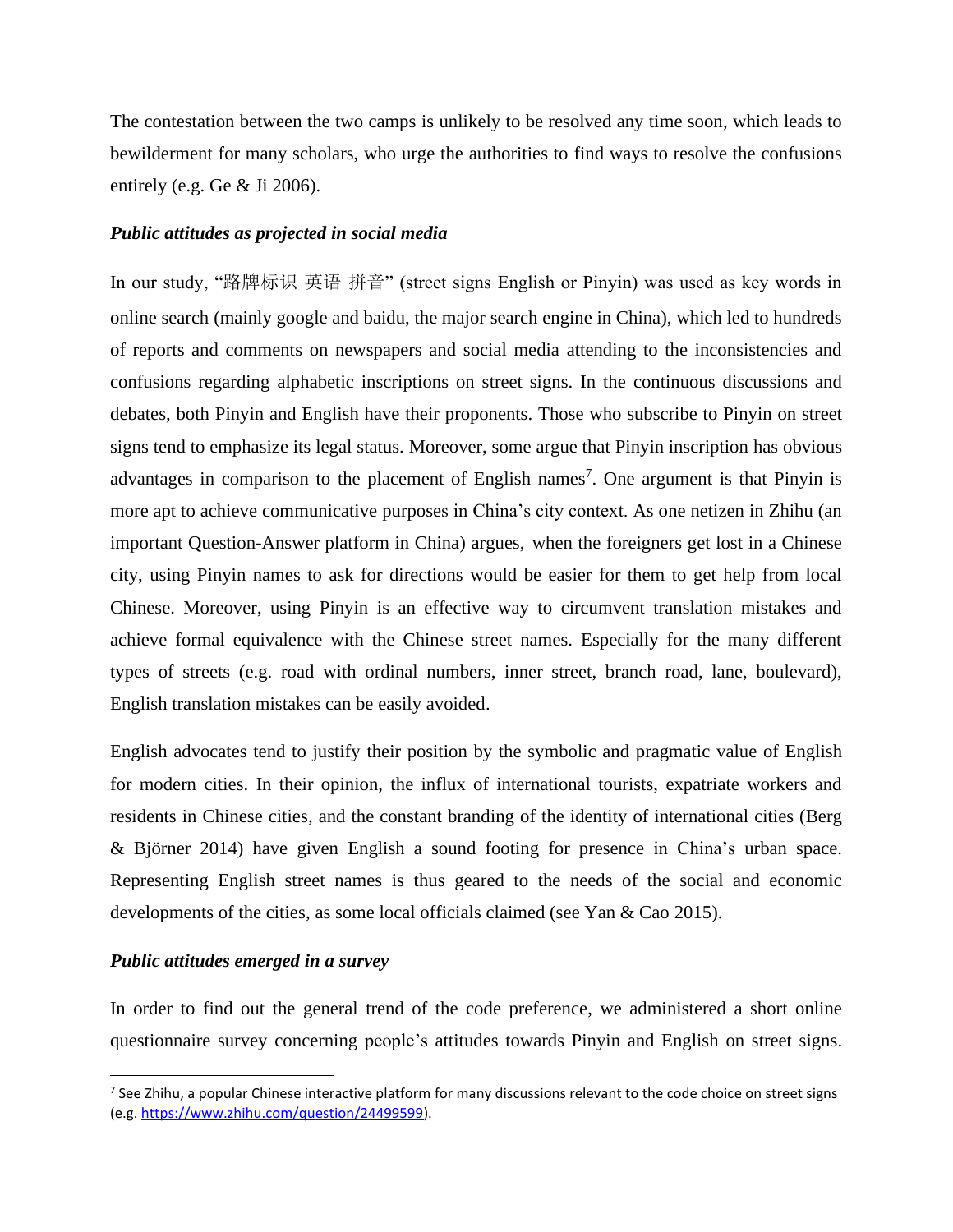The contestation between the two camps is unlikely to be resolved any time soon, which leads to bewilderment for many scholars, who urge the authorities to find ways to resolve the confusions entirely (e.g. Ge & Ji 2006).

### *Public attitudes as projected in social media*

In our study, "路牌标识 英语 拼音" (street signs English or Pinyin) was used as key words in online search (mainly google and baidu, the major search engine in China), which led to hundreds of reports and comments on newspapers and social media attending to the inconsistencies and confusions regarding alphabetic inscriptions on street signs. In the continuous discussions and debates, both Pinyin and English have their proponents. Those who subscribe to Pinyin on street signs tend to emphasize its legal status. Moreover, some argue that Pinyin inscription has obvious advantages in comparison to the placement of English names[7]. One argument is that Pinyin is more apt to achieve communicative purposes in China's city context. As one netizen in Zhihu (an important Question-Answer platform in China) argues, when the foreigners get lost in a Chinese city, using Pinyin names to ask for directions would be easier for them to get help from local Chinese. Moreover, using Pinyin is an effective way to circumvent translation mistakes and achieve formal equivalence with the Chinese street names. Especially for the many different types of streets (e.g. road with ordinal numbers, inner street, branch road, lane, boulevard), English translation mistakes can be easily avoided.

English advocates tend to justify their position by the symbolic and pragmatic value of English for modern cities. In their opinion, the influx of international tourists, expatriate workers and residents in Chinese cities, and the constant branding of the identity of international cities (Berg & Björner 2014) have given English a sound footing for presence in China's urban space. Representing English street names is thus geared to the needs of the social and economic developments of the cities, as some local officials claimed (see Yan & Cao 2015).

### *Public attitudes emerged in a survey*

In order to find out the general trend of the code preference, we administered a short online questionnaire survey concerning people's attitudes towards Pinyin and English on street signs.

[7] See Zhihu, a popular Chinese interactive platform for many discussions relevant to the code choice on street signs (e.g. https://www.zhihu.com/question/24499599).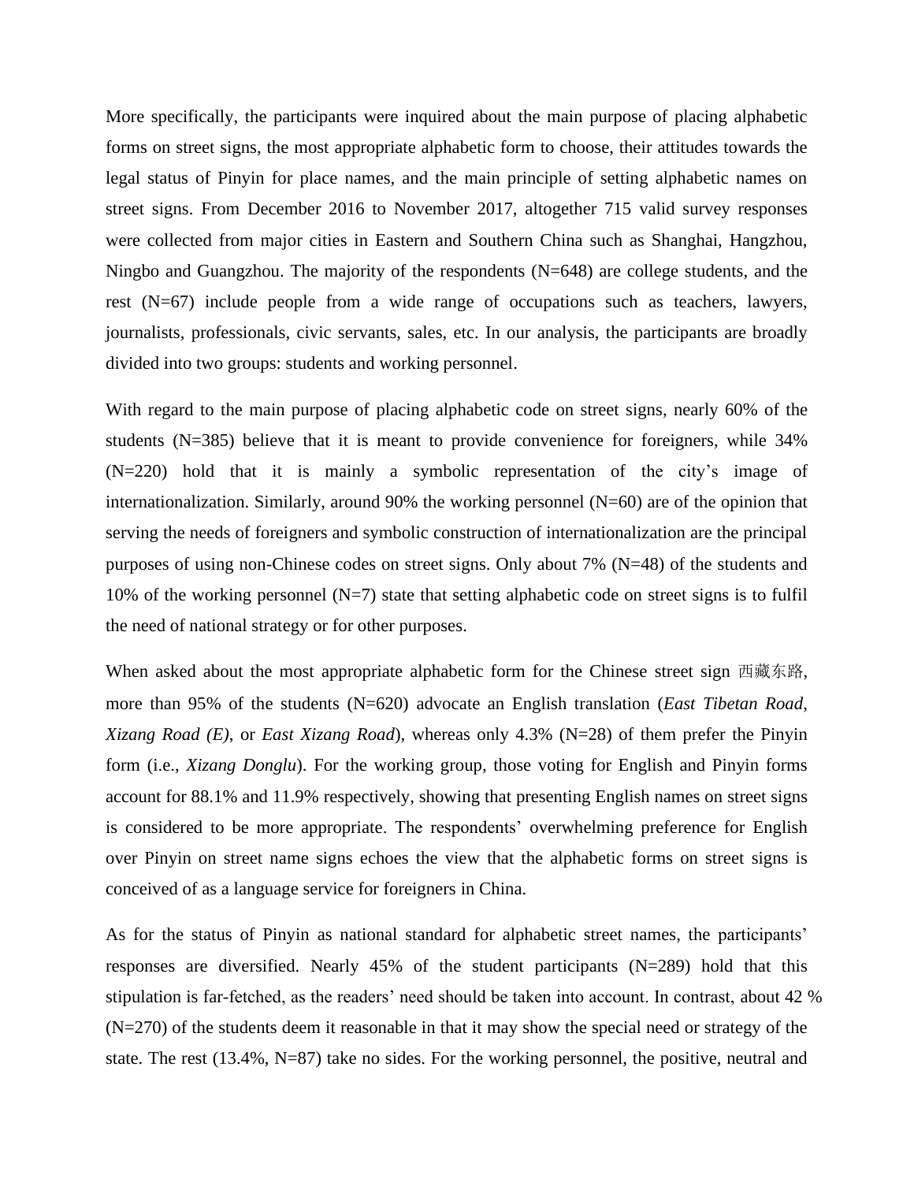More specifically, the participants were inquired about the main purpose of placing alphabetic forms on street signs, the most appropriate alphabetic form to choose, their attitudes towards the legal status of Pinyin for place names, and the main principle of setting alphabetic names on street signs. From December 2016 to November 2017, altogether 715 valid survey responses were collected from major cities in Eastern and Southern China such as Shanghai, Hangzhou, Ningbo and Guangzhou. The majority of the respondents (N=648) are college students, and the rest (N=67) include people from a wide range of occupations such as teachers, lawyers, journalists, professionals, civic servants, sales, etc. In our analysis, the participants are broadly divided into two groups: students and working personnel.

With regard to the main purpose of placing alphabetic code on street signs, nearly 60% of the students (N=385) believe that it is meant to provide convenience for foreigners, while 34% (N=220) hold that it is mainly a symbolic representation of the city's image of internationalization. Similarly, around 90% the working personnel (N=60) are of the opinion that serving the needs of foreigners and symbolic construction of internationalization are the principal purposes of using non-Chinese codes on street signs. Only about 7% (N=48) of the students and 10% of the working personnel (N=7) state that setting alphabetic code on street signs is to fulfil the need of national strategy or for other purposes.

When asked about the most appropriate alphabetic form for the Chinese street sign 西藏东路, more than 95% of the students (N=620) advocate an English translation (*East Tibetan Road*, *Xizang Road (E)*, or *East Xizang Road*), whereas only 4.3% (N=28) of them prefer the Pinyin form (i.e., *Xizang Donglu*). For the working group, those voting for English and Pinyin forms account for 88.1% and 11.9% respectively, showing that presenting English names on street signs is considered to be more appropriate. The respondents' overwhelming preference for English over Pinyin on street name signs echoes the view that the alphabetic forms on street signs is conceived of as a language service for foreigners in China.

As for the status of Pinyin as national standard for alphabetic street names, the participants' responses are diversified. Nearly 45% of the student participants (N=289) hold that this stipulation is far-fetched, as the readers' need should be taken into account. In contrast, about 42 % (N=270) of the students deem it reasonable in that it may show the special need or strategy of the state. The rest (13.4%, N=87) take no sides. For the working personnel, the positive, neutral and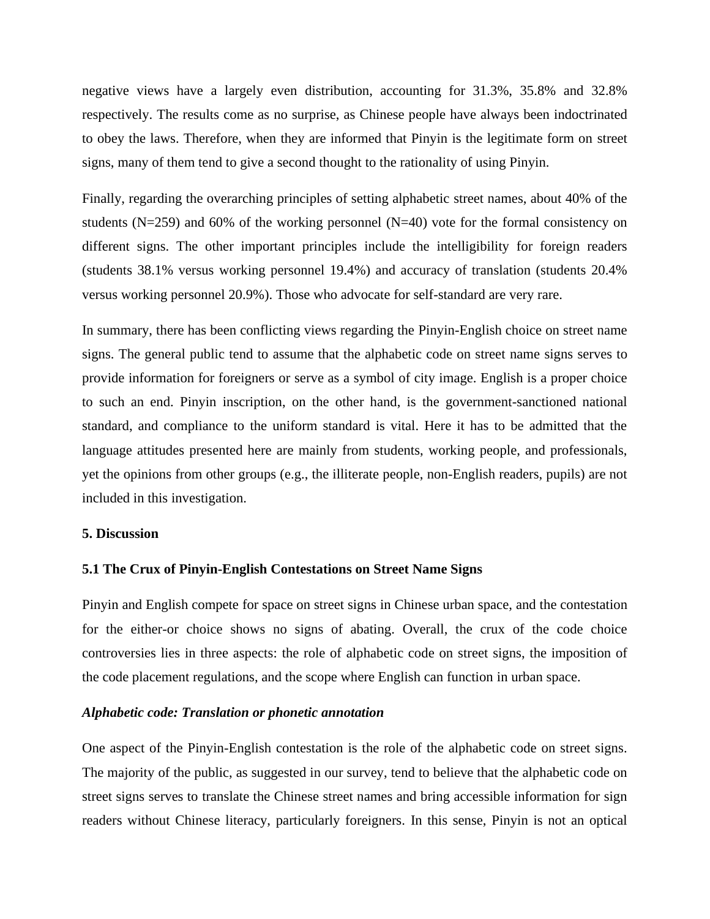negative views have a largely even distribution, accounting for 31.3%, 35.8% and 32.8% respectively. The results come as no surprise, as Chinese people have always been indoctrinated to obey the laws. Therefore, when they are informed that Pinyin is the legitimate form on street signs, many of them tend to give a second thought to the rationality of using Pinyin.

Finally, regarding the overarching principles of setting alphabetic street names, about 40% of the students (N=259) and 60% of the working personnel (N=40) vote for the formal consistency on different signs. The other important principles include the intelligibility for foreign readers (students 38.1% versus working personnel 19.4%) and accuracy of translation (students 20.4% versus working personnel 20.9%). Those who advocate for self-standard are very rare.

In summary, there has been conflicting views regarding the Pinyin-English choice on street name signs. The general public tend to assume that the alphabetic code on street name signs serves to provide information for foreigners or serve as a symbol of city image. English is a proper choice to such an end. Pinyin inscription, on the other hand, is the government-sanctioned national standard, and compliance to the uniform standard is vital. Here it has to be admitted that the language attitudes presented here are mainly from students, working people, and professionals, yet the opinions from other groups (e.g., the illiterate people, non-English readers, pupils) are not included in this investigation.

## 5. Discussion

### 5.1 The Crux of Pinyin-English Contestations on Street Name Signs

Pinyin and English compete for space on street signs in Chinese urban space, and the contestation for the either-or choice shows no signs of abating. Overall, the crux of the code choice controversies lies in three aspects: the role of alphabetic code on street signs, the imposition of the code placement regulations, and the scope where English can function in urban space.

#### *Alphabetic code: Translation or phonetic annotation*

One aspect of the Pinyin-English contestation is the role of the alphabetic code on street signs. The majority of the public, as suggested in our survey, tend to believe that the alphabetic code on street signs serves to translate the Chinese street names and bring accessible information for sign readers without Chinese literacy, particularly foreigners. In this sense, Pinyin is not an optical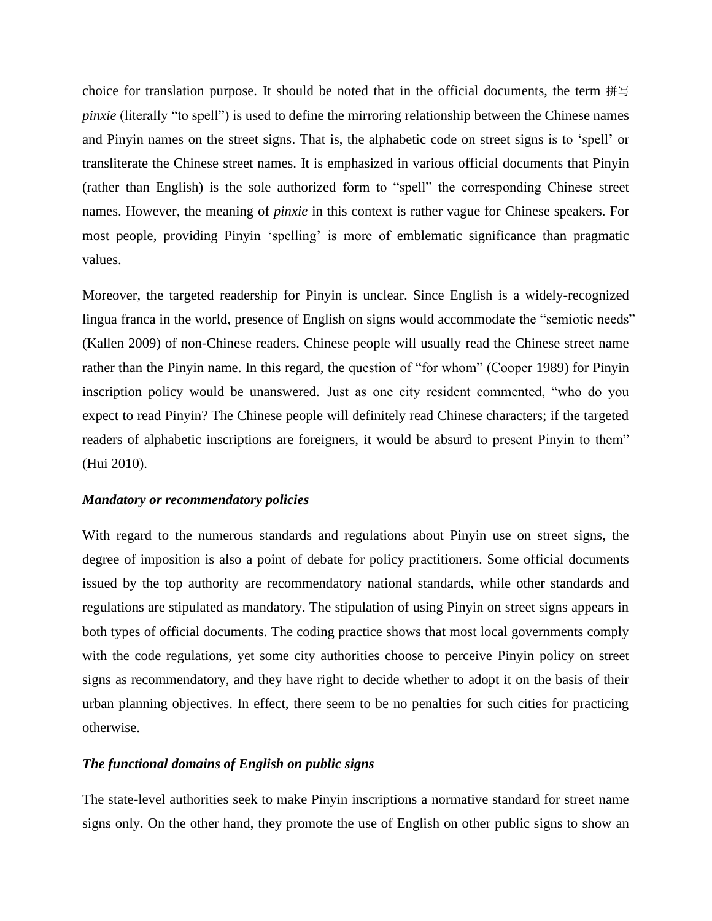choice for translation purpose. It should be noted that in the official documents, the term 拼写 *pinxie* (literally "to spell") is used to define the mirroring relationship between the Chinese names and Pinyin names on the street signs. That is, the alphabetic code on street signs is to 'spell' or transliterate the Chinese street names. It is emphasized in various official documents that Pinyin (rather than English) is the sole authorized form to "spell" the corresponding Chinese street names. However, the meaning of *pinxie* in this context is rather vague for Chinese speakers. For most people, providing Pinyin 'spelling' is more of emblematic significance than pragmatic values.

Moreover, the targeted readership for Pinyin is unclear. Since English is a widely-recognized lingua franca in the world, presence of English on signs would accommodate the "semiotic needs" (Kallen 2009) of non-Chinese readers. Chinese people will usually read the Chinese street name rather than the Pinyin name. In this regard, the question of "for whom" (Cooper 1989) for Pinyin inscription policy would be unanswered. Just as one city resident commented, "who do you expect to read Pinyin? The Chinese people will definitely read Chinese characters; if the targeted readers of alphabetic inscriptions are foreigners, it would be absurd to present Pinyin to them" (Hui 2010).

### *Mandatory or recommendatory policies*

With regard to the numerous standards and regulations about Pinyin use on street signs, the degree of imposition is also a point of debate for policy practitioners. Some official documents issued by the top authority are recommendatory national standards, while other standards and regulations are stipulated as mandatory. The stipulation of using Pinyin on street signs appears in both types of official documents. The coding practice shows that most local governments comply with the code regulations, yet some city authorities choose to perceive Pinyin policy on street signs as recommendatory, and they have right to decide whether to adopt it on the basis of their urban planning objectives. In effect, there seem to be no penalties for such cities for practicing otherwise.

### *The functional domains of English on public signs*

The state-level authorities seek to make Pinyin inscriptions a normative standard for street name signs only. On the other hand, they promote the use of English on other public signs to show an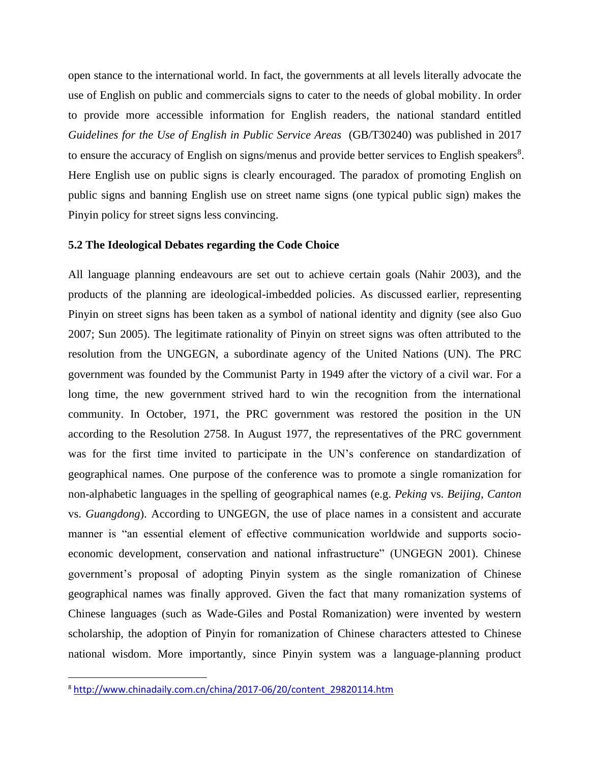open stance to the international world. In fact, the governments at all levels literally advocate the use of English on public and commercials signs to cater to the needs of global mobility. In order to provide more accessible information for English readers, the national standard entitled *Guidelines for the Use of English in Public Service Areas* (GB/T30240) was published in 2017 to ensure the accuracy of English on signs/menus and provide better services to English speakers[8]. Here English use on public signs is clearly encouraged. The paradox of promoting English on public signs and banning English use on street name signs (one typical public sign) makes the Pinyin policy for street signs less convincing.

**5.2 The Ideological Debates regarding the Code Choice**

All language planning endeavours are set out to achieve certain goals (Nahir 2003), and the products of the planning are ideological-imbedded policies. As discussed earlier, representing Pinyin on street signs has been taken as a symbol of national identity and dignity (see also Guo 2007; Sun 2005). The legitimate rationality of Pinyin on street signs was often attributed to the resolution from the UNGEGN, a subordinate agency of the United Nations (UN). The PRC government was founded by the Communist Party in 1949 after the victory of a civil war. For a long time, the new government strived hard to win the recognition from the international community. In October, 1971, the PRC government was restored the position in the UN according to the Resolution 2758. In August 1977, the representatives of the PRC government was for the first time invited to participate in the UN's conference on standardization of geographical names. One purpose of the conference was to promote a single romanization for non-alphabetic languages in the spelling of geographical names (e.g. *Peking* vs. *Beijing*, *Canton* vs. *Guangdong*). According to UNGEGN, the use of place names in a consistent and accurate manner is "an essential element of effective communication worldwide and supports socio-economic development, conservation and national infrastructure" (UNGEGN 2001). Chinese government's proposal of adopting Pinyin system as the single romanization of Chinese geographical names was finally approved. Given the fact that many romanization systems of Chinese languages (such as Wade-Giles and Postal Romanization) were invented by western scholarship, the adoption of Pinyin for romanization of Chinese characters attested to Chinese national wisdom. More importantly, since Pinyin system was a language-planning product

[8] http://www.chinadaily.com.cn/china/2017-06/20/content_29820114.htm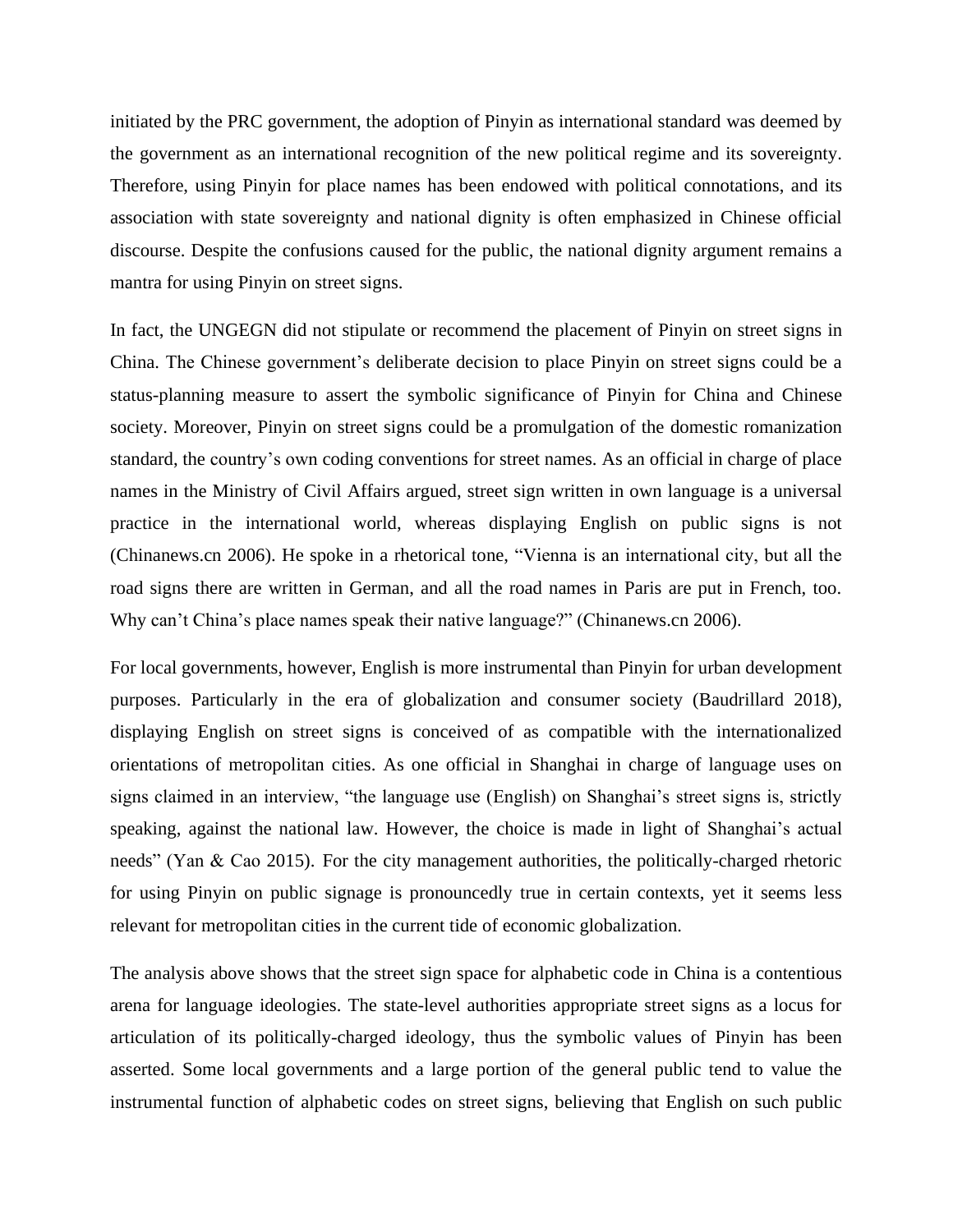initiated by the PRC government, the adoption of Pinyin as international standard was deemed by the government as an international recognition of the new political regime and its sovereignty. Therefore, using Pinyin for place names has been endowed with political connotations, and its association with state sovereignty and national dignity is often emphasized in Chinese official discourse. Despite the confusions caused for the public, the national dignity argument remains a mantra for using Pinyin on street signs.

In fact, the UNGEGN did not stipulate or recommend the placement of Pinyin on street signs in China. The Chinese government's deliberate decision to place Pinyin on street signs could be a status-planning measure to assert the symbolic significance of Pinyin for China and Chinese society. Moreover, Pinyin on street signs could be a promulgation of the domestic romanization standard, the country's own coding conventions for street names. As an official in charge of place names in the Ministry of Civil Affairs argued, street sign written in own language is a universal practice in the international world, whereas displaying English on public signs is not (Chinanews.cn 2006). He spoke in a rhetorical tone, "Vienna is an international city, but all the road signs there are written in German, and all the road names in Paris are put in French, too. Why can't China's place names speak their native language?" (Chinanews.cn 2006).

For local governments, however, English is more instrumental than Pinyin for urban development purposes. Particularly in the era of globalization and consumer society (Baudrillard 2018), displaying English on street signs is conceived of as compatible with the internationalized orientations of metropolitan cities. As one official in Shanghai in charge of language uses on signs claimed in an interview, "the language use (English) on Shanghai's street signs is, strictly speaking, against the national law. However, the choice is made in light of Shanghai's actual needs" (Yan & Cao 2015). For the city management authorities, the politically-charged rhetoric for using Pinyin on public signage is pronouncedly true in certain contexts, yet it seems less relevant for metropolitan cities in the current tide of economic globalization.

The analysis above shows that the street sign space for alphabetic code in China is a contentious arena for language ideologies. The state-level authorities appropriate street signs as a locus for articulation of its politically-charged ideology, thus the symbolic values of Pinyin has been asserted. Some local governments and a large portion of the general public tend to value the instrumental function of alphabetic codes on street signs, believing that English on such public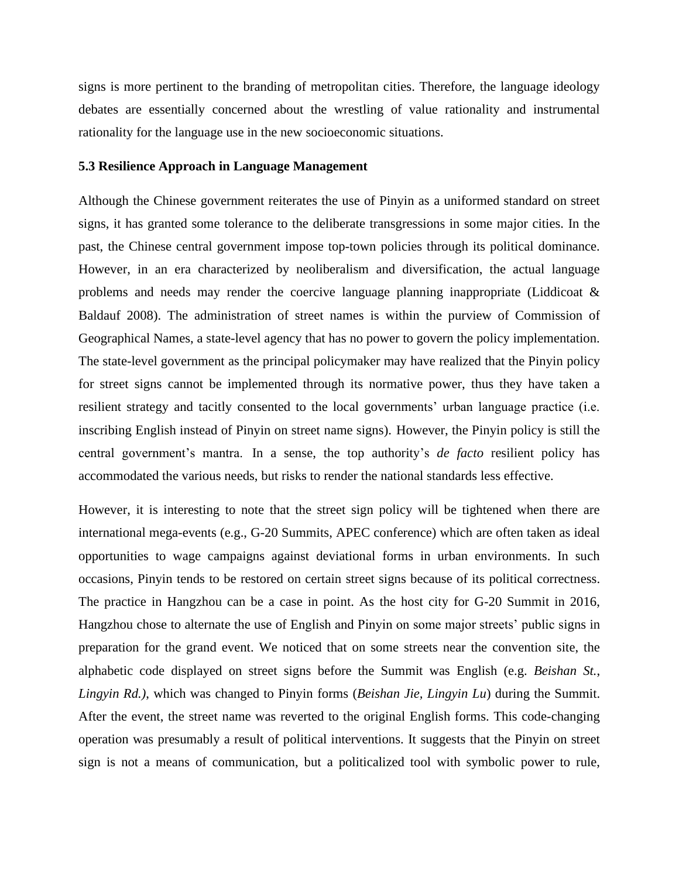signs is more pertinent to the branding of metropolitan cities. Therefore, the language ideology debates are essentially concerned about the wrestling of value rationality and instrumental rationality for the language use in the new socioeconomic situations.

### 5.3 Resilience Approach in Language Management

Although the Chinese government reiterates the use of Pinyin as a uniformed standard on street signs, it has granted some tolerance to the deliberate transgressions in some major cities. In the past, the Chinese central government impose top-town policies through its political dominance. However, in an era characterized by neoliberalism and diversification, the actual language problems and needs may render the coercive language planning inappropriate (Liddicoat & Baldauf 2008). The administration of street names is within the purview of Commission of Geographical Names, a state-level agency that has no power to govern the policy implementation. The state-level government as the principal policymaker may have realized that the Pinyin policy for street signs cannot be implemented through its normative power, thus they have taken a resilient strategy and tacitly consented to the local governments' urban language practice (i.e. inscribing English instead of Pinyin on street name signs). However, the Pinyin policy is still the central government's mantra. In a sense, the top authority's *de facto* resilient policy has accommodated the various needs, but risks to render the national standards less effective.

However, it is interesting to note that the street sign policy will be tightened when there are international mega-events (e.g., G-20 Summits, APEC conference) which are often taken as ideal opportunities to wage campaigns against deviational forms in urban environments. In such occasions, Pinyin tends to be restored on certain street signs because of its political correctness. The practice in Hangzhou can be a case in point. As the host city for G-20 Summit in 2016, Hangzhou chose to alternate the use of English and Pinyin on some major streets' public signs in preparation for the grand event. We noticed that on some streets near the convention site, the alphabetic code displayed on street signs before the Summit was English (e.g. *Beishan St., Lingyin Rd.)*, which was changed to Pinyin forms (*Beishan Jie, Lingyin Lu*) during the Summit. After the event, the street name was reverted to the original English forms. This code-changing operation was presumably a result of political interventions. It suggests that the Pinyin on street sign is not a means of communication, but a politicalized tool with symbolic power to rule,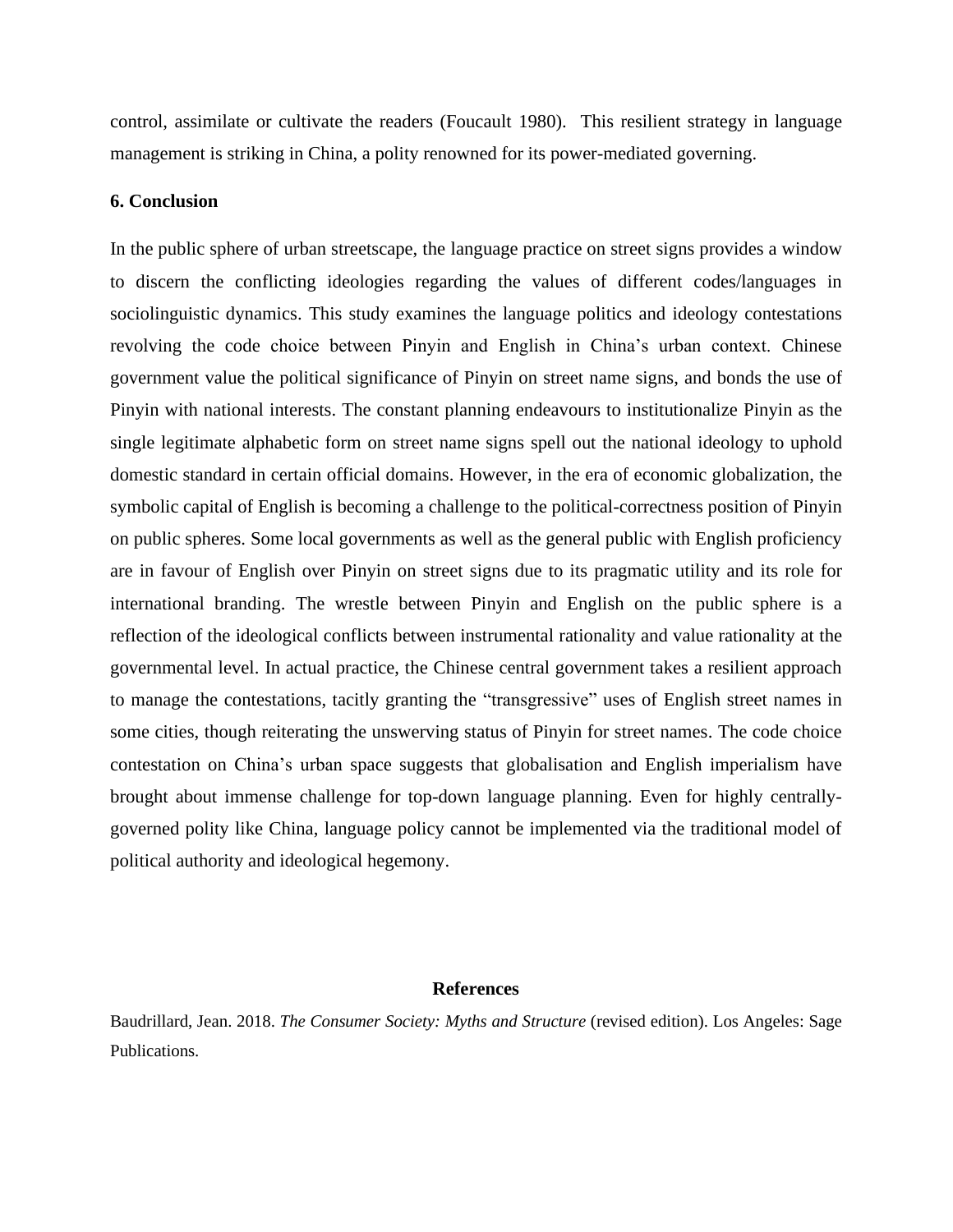control, assimilate or cultivate the readers (Foucault 1980). This resilient strategy in language management is striking in China, a polity renowned for its power-mediated governing.

## 6. Conclusion

In the public sphere of urban streetscape, the language practice on street signs provides a window to discern the conflicting ideologies regarding the values of different codes/languages in sociolinguistic dynamics. This study examines the language politics and ideology contestations revolving the code choice between Pinyin and English in China's urban context. Chinese government value the political significance of Pinyin on street name signs, and bonds the use of Pinyin with national interests. The constant planning endeavours to institutionalize Pinyin as the single legitimate alphabetic form on street name signs spell out the national ideology to uphold domestic standard in certain official domains. However, in the era of economic globalization, the symbolic capital of English is becoming a challenge to the political-correctness position of Pinyin on public spheres. Some local governments as well as the general public with English proficiency are in favour of English over Pinyin on street signs due to its pragmatic utility and its role for international branding. The wrestle between Pinyin and English on the public sphere is a reflection of the ideological conflicts between instrumental rationality and value rationality at the governmental level. In actual practice, the Chinese central government takes a resilient approach to manage the contestations, tacitly granting the "transgressive" uses of English street names in some cities, though reiterating the unswerving status of Pinyin for street names. The code choice contestation on China's urban space suggests that globalisation and English imperialism have brought about immense challenge for top-down language planning. Even for highly centrally-governed polity like China, language policy cannot be implemented via the traditional model of political authority and ideological hegemony.

## References

Baudrillard, Jean. 2018. *The Consumer Society: Myths and Structure* (revised edition). Los Angeles: Sage Publications.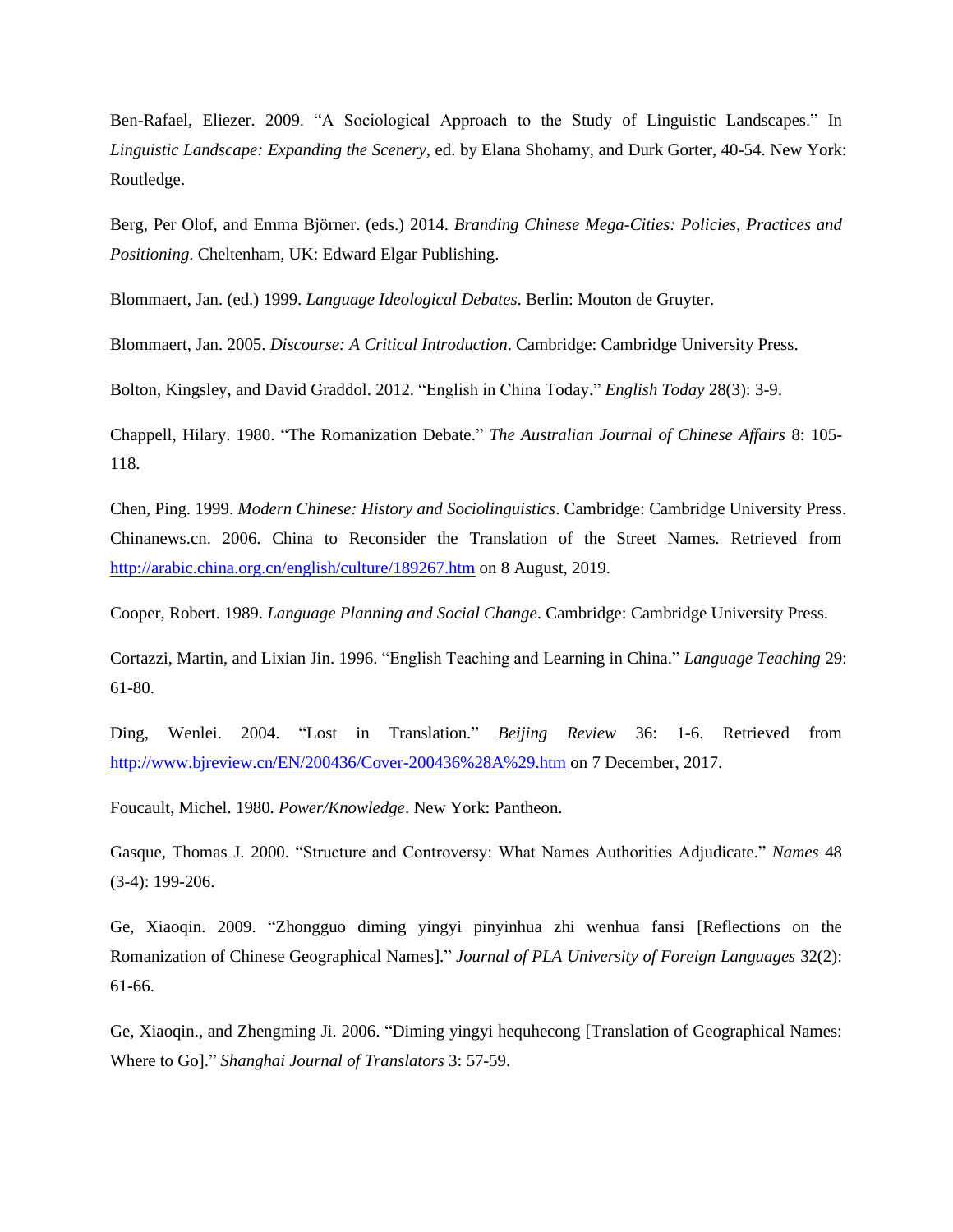Ben-Rafael, Eliezer. 2009. "A Sociological Approach to the Study of Linguistic Landscapes." In *Linguistic Landscape: Expanding the Scenery*, ed. by Elana Shohamy, and Durk Gorter, 40-54. New York: Routledge.

Berg, Per Olof, and Emma Björner. (eds.) 2014. *Branding Chinese Mega-Cities: Policies, Practices and Positioning*. Cheltenham, UK: Edward Elgar Publishing.

Blommaert, Jan. (ed.) 1999. *Language Ideological Debates*. Berlin: Mouton de Gruyter.

Blommaert, Jan. 2005. *Discourse: A Critical Introduction*. Cambridge: Cambridge University Press.

Bolton, Kingsley, and David Graddol. 2012. "English in China Today." *English Today* 28(3): 3-9.

Chappell, Hilary. 1980. "The Romanization Debate." *The Australian Journal of Chinese Affairs* 8: 105-118.

Chen, Ping. 1999. *Modern Chinese: History and Sociolinguistics*. Cambridge: Cambridge University Press.
Chinanews.cn. 2006. China to Reconsider the Translation of the Street Names. Retrieved from http://arabic.china.org.cn/english/culture/189267.htm on 8 August, 2019.

Cooper, Robert. 1989. *Language Planning and Social Change*. Cambridge: Cambridge University Press.

Cortazzi, Martin, and Lixian Jin. 1996. "English Teaching and Learning in China." *Language Teaching* 29: 61-80.

Ding, Wenlei. 2004. "Lost in Translation." *Beijing Review* 36: 1-6. Retrieved from http://www.bjreview.cn/EN/200436/Cover-200436%28A%29.htm on 7 December, 2017.

Foucault, Michel. 1980. *Power/Knowledge*. New York: Pantheon.

Gasque, Thomas J. 2000. "Structure and Controversy: What Names Authorities Adjudicate." *Names* 48 (3-4): 199-206.

Ge, Xiaoqin. 2009. "Zhongguo diming yingyi pinyinhua zhi wenhua fansi [Reflections on the Romanization of Chinese Geographical Names]." *Journal of PLA University of Foreign Languages* 32(2): 61-66.

Ge, Xiaoqin., and Zhengming Ji. 2006. "Diming yingyi hequhecong [Translation of Geographical Names: Where to Go]." *Shanghai Journal of Translators* 3: 57-59.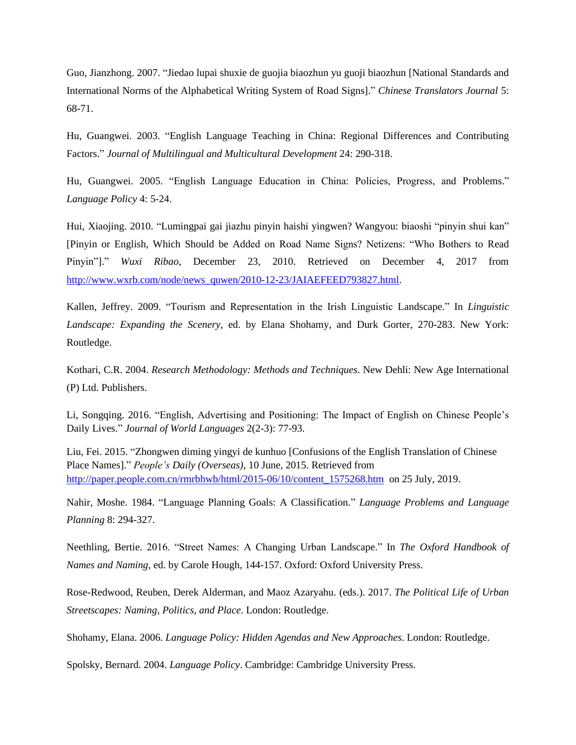Guo, Jianzhong. 2007. "Jiedao lupai shuxie de guojia biaozhun yu guoji biaozhun [National Standards and International Norms of the Alphabetical Writing System of Road Signs]." *Chinese Translators Journal* 5: 68-71.

Hu, Guangwei. 2003. "English Language Teaching in China: Regional Differences and Contributing Factors." *Journal of Multilingual and Multicultural Development* 24: 290-318.

Hu, Guangwei. 2005. "English Language Education in China: Policies, Progress, and Problems." *Language Policy* 4: 5-24.

Hui, Xiaojing. 2010. "Lumingpai gai jiazhu pinyin haishi yingwen? Wangyou: biaoshi "pinyin shui kan" [Pinyin or English, Which Should be Added on Road Name Signs? Netizens: "Who Bothers to Read Pinyin"]." *Wuxi Ribao*, December 23, 2010. Retrieved on December 4, 2017 from [http://www.wxrb.com/node/news_quwen/2010-12-23/JAIAEFEED793827.html](http://www.wxrb.com/node/news_quwen/2010-12-23/JAIAEFEED793827.html).

Kallen, Jeffrey. 2009. "Tourism and Representation in the Irish Linguistic Landscape." In *Linguistic Landscape: Expanding the Scenery*, ed. by Elana Shohamy, and Durk Gorter, 270-283. New York: Routledge.

Kothari, C.R. 2004. *Research Methodology: Methods and Techniques*. New Dehli: New Age International (P) Ltd. Publishers.

Li, Songqing. 2016. "English, Advertising and Positioning: The Impact of English on Chinese People's Daily Lives." *Journal of World Languages* 2(2-3): 77-93.

Liu, Fei. 2015. "Zhongwen diming yingyi de kunhuo [Confusions of the English Translation of Chinese Place Names]." *People's Daily (Overseas)*, 10 June, 2015. Retrieved from [http://paper.people.com.cn/rmrbhwb/html/2015-06/10/content_1575268.htm](http://paper.people.com.cn/rmrbhwb/html/2015-06/10/content_1575268.htm) on 25 July, 2019.

Nahir, Moshe. 1984. "Language Planning Goals: A Classification." *Language Problems and Language Planning* 8: 294-327.

Neethling, Bertie. 2016. "Street Names: A Changing Urban Landscape." In *The Oxford Handbook of Names and Naming*, ed. by Carole Hough, 144-157. Oxford: Oxford University Press.

Rose-Redwood, Reuben, Derek Alderman, and Maoz Azaryahu. (eds.). 2017. *The Political Life of Urban Streetscapes: Naming, Politics, and Place*. London: Routledge.

Shohamy, Elana. 2006. *Language Policy: Hidden Agendas and New Approaches*. London: Routledge.

Spolsky, Bernard. 2004. *Language Policy*. Cambridge: Cambridge University Press.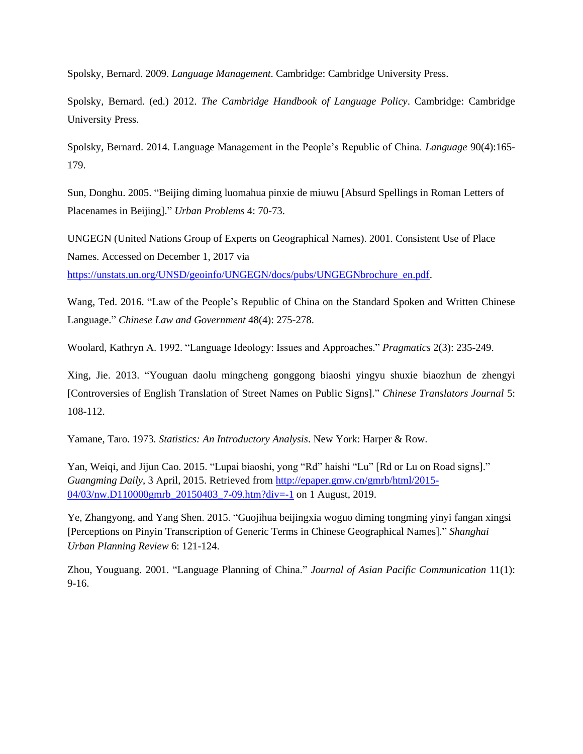Spolsky, Bernard. 2009. *Language Management*. Cambridge: Cambridge University Press.

Spolsky, Bernard. (ed.) 2012. *The Cambridge Handbook of Language Policy*. Cambridge: Cambridge University Press.

Spolsky, Bernard. 2014. Language Management in the People's Republic of China. *Language* 90(4):165-179.

Sun, Donghu. 2005. "Beijing diming luomahua pinxie de miuwu [Absurd Spellings in Roman Letters of Placenames in Beijing]." *Urban Problems* 4: 70-73.

UNGEGN (United Nations Group of Experts on Geographical Names). 2001. Consistent Use of Place Names. Accessed on December 1, 2017 via https://unstats.un.org/UNSD/geoinfo/UNGEGN/docs/pubs/UNGEGNbrochure_en.pdf.

Wang, Ted. 2016. "Law of the People's Republic of China on the Standard Spoken and Written Chinese Language." *Chinese Law and Government* 48(4): 275-278.

Woolard, Kathryn A. 1992. "Language Ideology: Issues and Approaches." *Pragmatics* 2(3): 235-249.

Xing, Jie. 2013. "Youguan daolu mingcheng gonggong biaoshi yingyu shuxie biaozhun de zhengyi [Controversies of English Translation of Street Names on Public Signs]." *Chinese Translators Journal* 5: 108-112.

Yamane, Taro. 1973. *Statistics: An Introductory Analysis*. New York: Harper & Row.

Yan, Weiqi, and Jijun Cao. 2015. "Lupai biaoshi, yong "Rd" haishi "Lu" [Rd or Lu on Road signs]." *Guangming Daily*, 3 April, 2015. Retrieved from http://epaper.gmw.cn/gmrb/html/2015-04/03/nw.D110000gmrb_20150403_7-09.htm?div=-1 on 1 August, 2019.

Ye, Zhangyong, and Yang Shen. 2015. "Guojihua beijingxia woguo diming tongming yinyi fangan xingsi [Perceptions on Pinyin Transcription of Generic Terms in Chinese Geographical Names]." *Shanghai Urban Planning Review* 6: 121-124.

Zhou, Youguang. 2001. "Language Planning of China." *Journal of Asian Pacific Communication* 11(1): 9-16.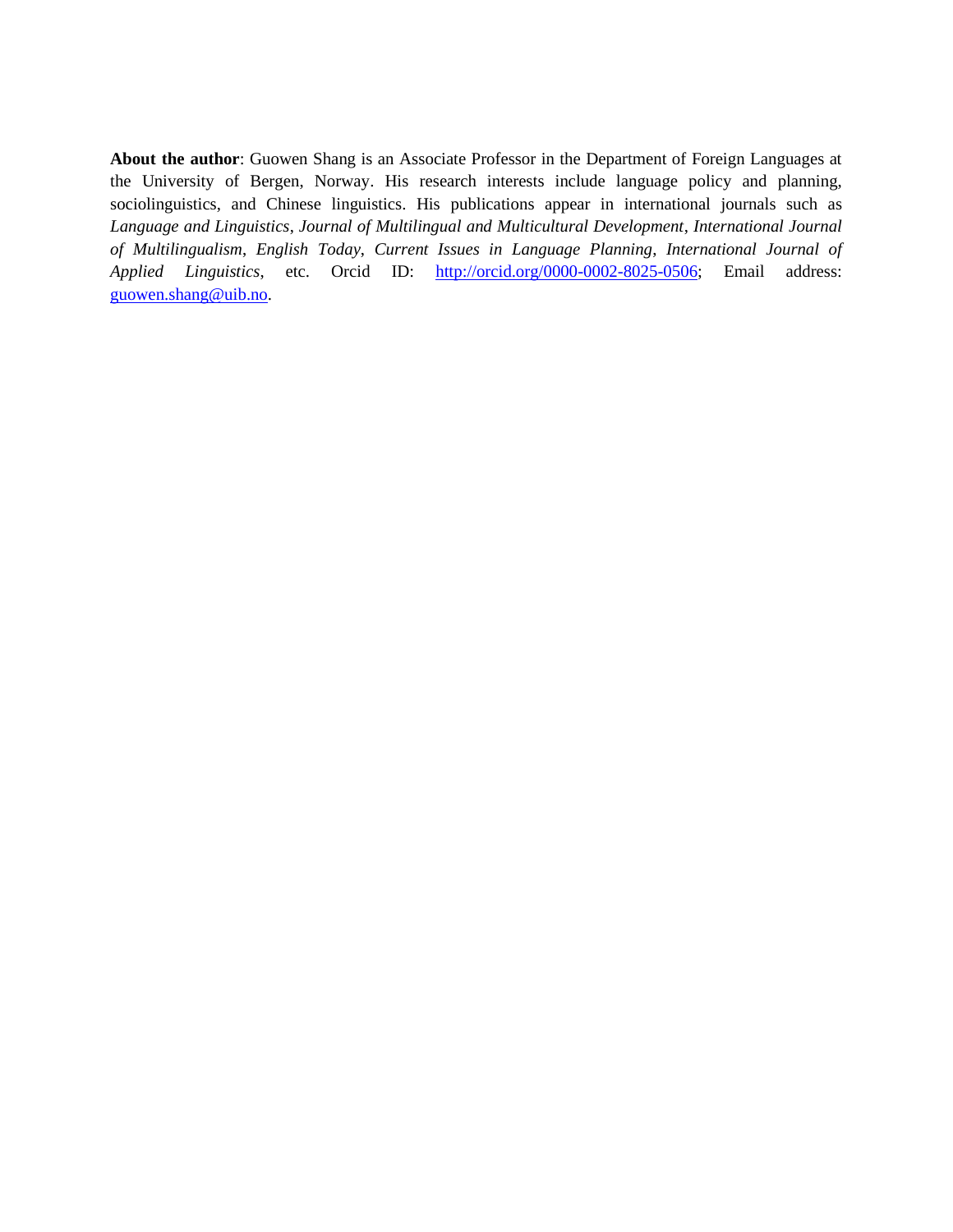**About the author**: Guowen Shang is an Associate Professor in the Department of Foreign Languages at the University of Bergen, Norway. His research interests include language policy and planning, sociolinguistics, and Chinese linguistics. His publications appear in international journals such as *Language and Linguistics*, *Journal of Multilingual and Multicultural Development*, *International Journal of Multilingualism*, *English Today*, *Current Issues in Language Planning*, *International Journal of Applied Linguistics*, etc. Orcid ID: [http://orcid.org/0000-0002-8025-0506](http://orcid.org/0000-0002-8025-0506); Email address: [guowen.shang@uib.no](mailto:guowen.shang@uib.no).